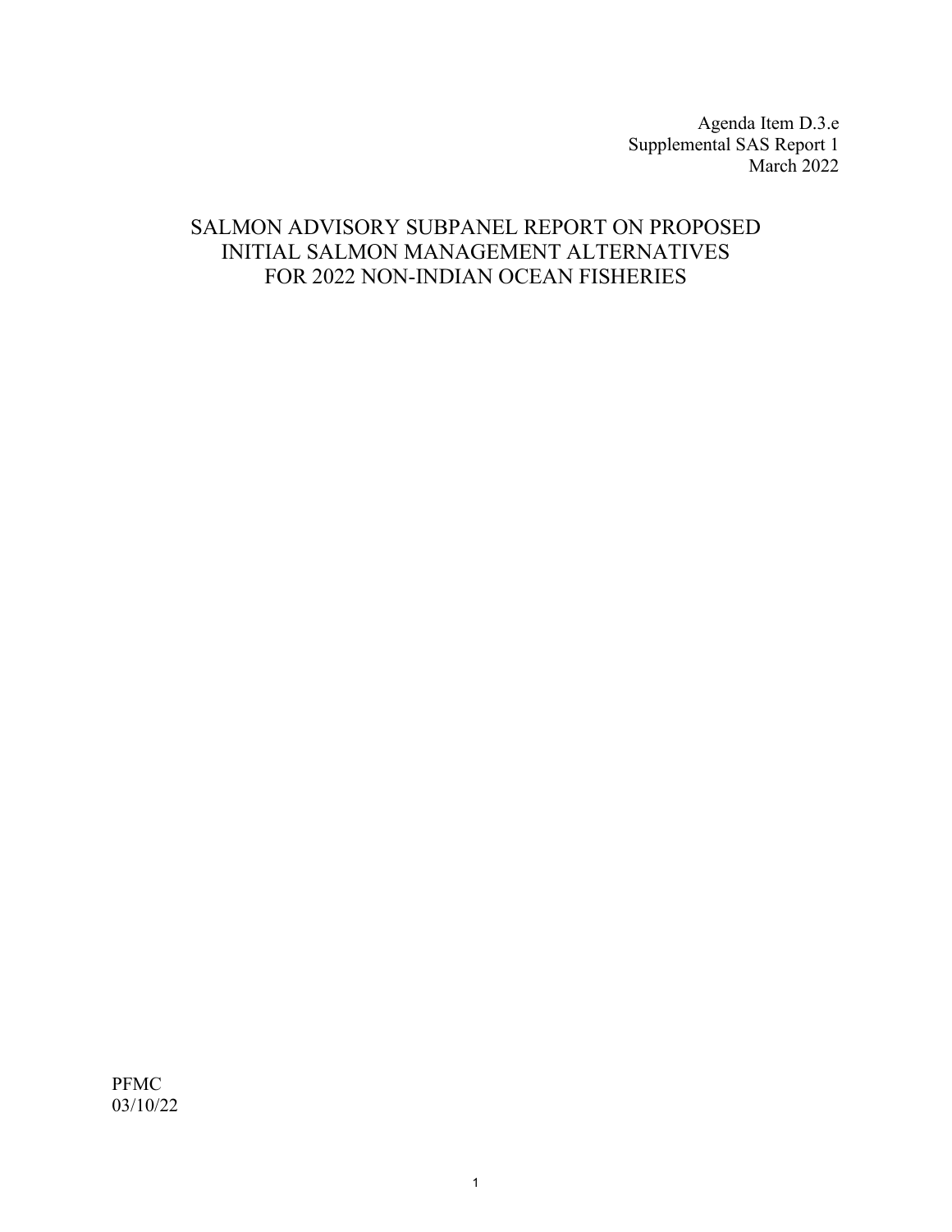Agenda Item D.3.e
Supplemental SAS Report 1
March 2022

# SALMON ADVISORY SUBPANEL REPORT ON PROPOSED INITIAL SALMON MANAGEMENT ALTERNATIVES FOR 2022 NON-INDIAN OCEAN FISHERIES

PFMC
03/10/22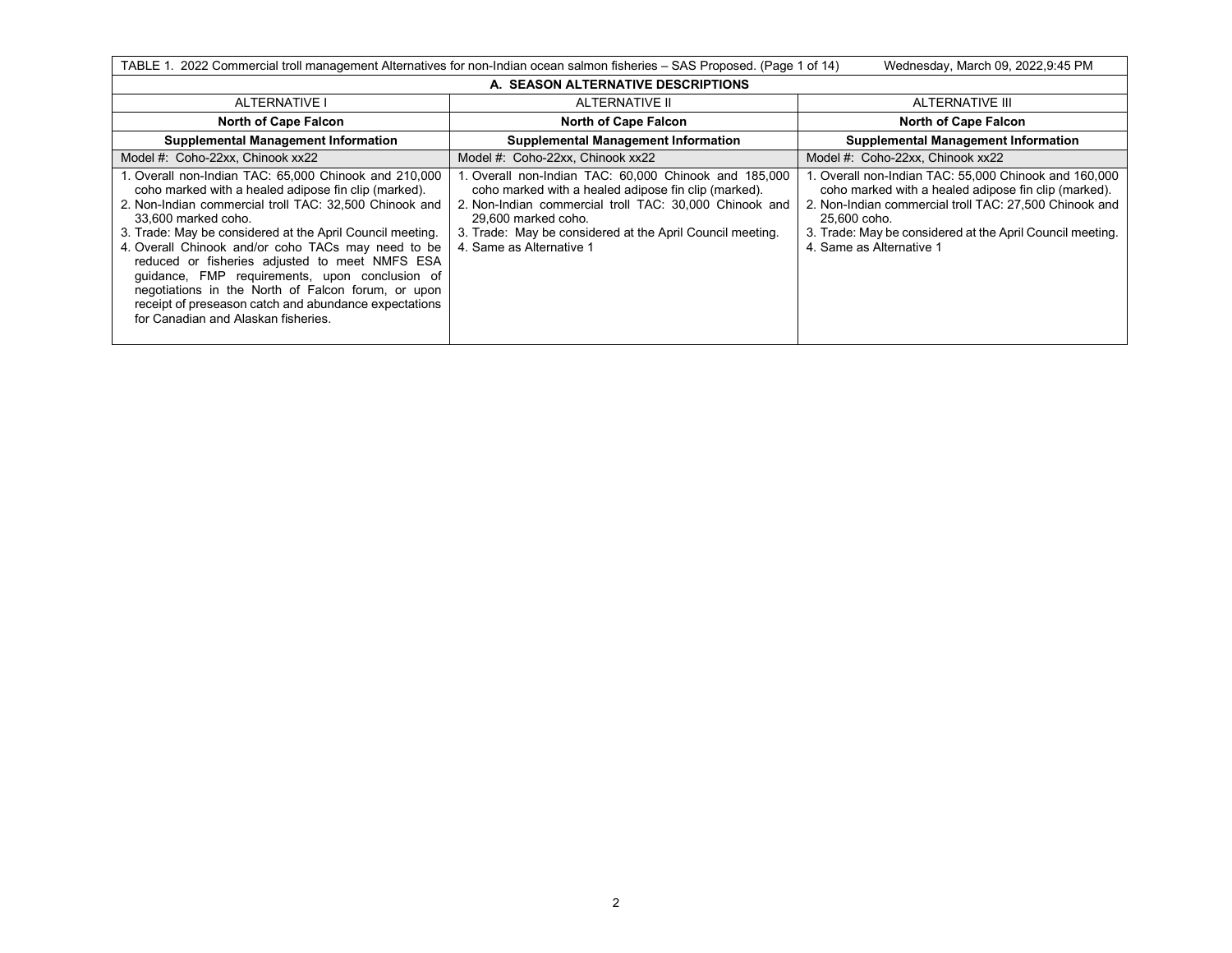| TABLE 1. 2022 Commercial troll management Alternatives for non-Indian ocean salmon fisheries – SAS Proposed. (Page 1 of 14) | | Wednesday, March 09, 2022,9:45 PM |
|---|---|---|
| **A. SEASON ALTERNATIVE DESCRIPTIONS** | | |
| ALTERNATIVE I | ALTERNATIVE II | ALTERNATIVE III |
| **North of Cape Falcon** | **North of Cape Falcon** | **North of Cape Falcon** |
| **Supplemental Management Information** | **Supplemental Management Information** | **Supplemental Management Information** |
| Model #: Coho-22xx, Chinook xx22 | Model #: Coho-22xx, Chinook xx22 | Model #: Coho-22xx, Chinook xx22 |
| 1. Overall non-Indian TAC: 65,000 Chinook and 210,000 coho marked with a healed adipose fin clip (marked).<br>2. Non-Indian commercial troll TAC: 32,500 Chinook and 33,600 marked coho.<br>3. Trade: May be considered at the April Council meeting.<br>4. Overall Chinook and/or coho TACs may need to be reduced or fisheries adjusted to meet NMFS ESA guidance, FMP requirements, upon conclusion of negotiations in the North of Falcon forum, or upon receipt of preseason catch and abundance expectations for Canadian and Alaskan fisheries. | 1. Overall non-Indian TAC: 60,000 Chinook and 185,000 coho marked with a healed adipose fin clip (marked).<br>2. Non-Indian commercial troll TAC: 30,000 Chinook and 29,600 marked coho.<br>3. Trade: May be considered at the April Council meeting.<br>4. Same as Alternative 1 | 1. Overall non-Indian TAC: 55,000 Chinook and 160,000 coho marked with a healed adipose fin clip (marked).<br>2. Non-Indian commercial troll TAC: 27,500 Chinook and 25,600 coho.<br>3. Trade: May be considered at the April Council meeting.<br>4. Same as Alternative 1 |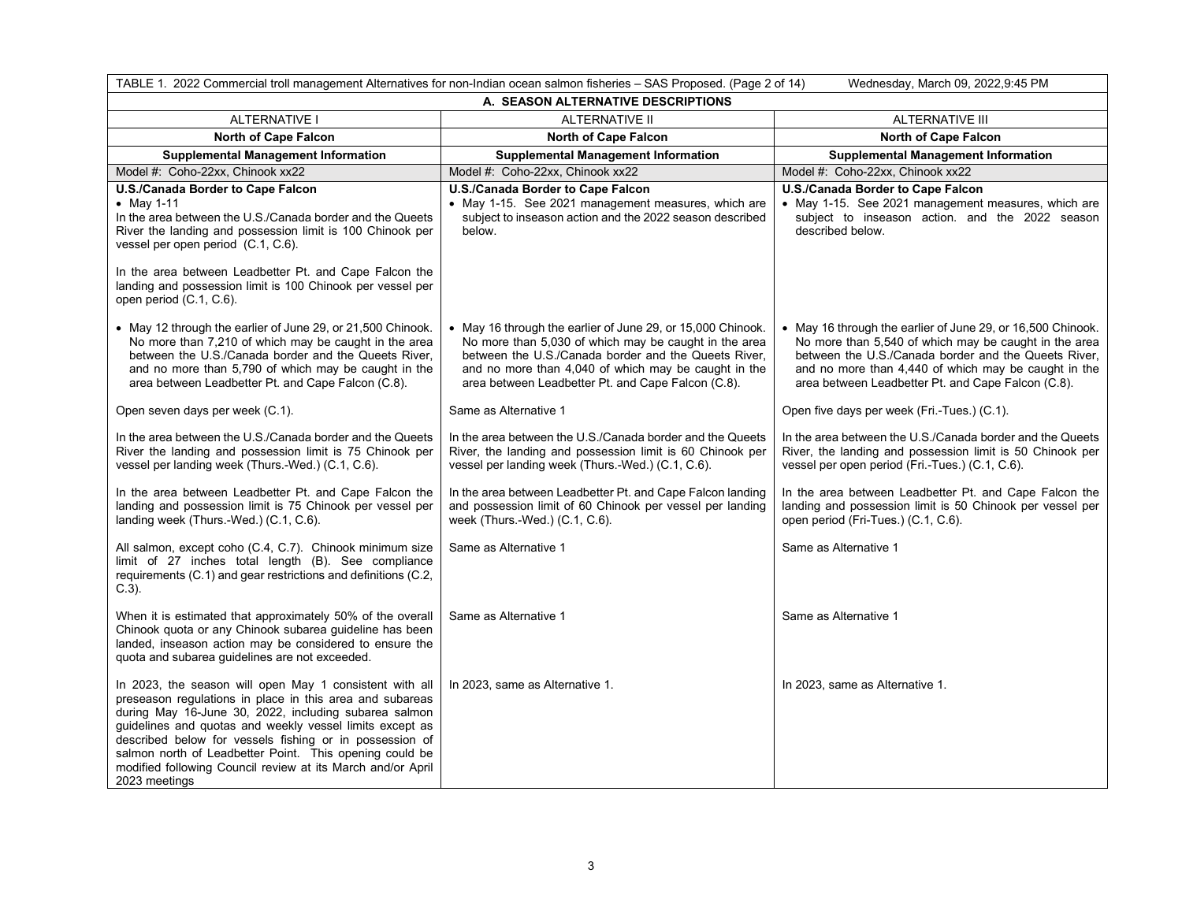| TABLE 1. 2022 Commercial troll management Alternatives for non-Indian ocean salmon fisheries – SAS Proposed. (Page 2 of 14) | | Wednesday, March 09, 2022,9:45 PM |
|---|---|---|
| **A. SEASON ALTERNATIVE DESCRIPTIONS** | | |
| ALTERNATIVE I | ALTERNATIVE II | ALTERNATIVE III |
| **North of Cape Falcon** | **North of Cape Falcon** | **North of Cape Falcon** |
| **Supplemental Management Information** | **Supplemental Management Information** | **Supplemental Management Information** |
| Model #: Coho-22xx, Chinook xx22 | Model #: Coho-22xx, Chinook xx22 | Model #: Coho-22xx, Chinook xx22 |
| **U.S./Canada Border to Cape Falcon**<br>• May 1-11<br>In the area between the U.S./Canada border and the Queets River the landing and possession limit is 100 Chinook per vessel per open period (C.1, C.6).<br><br>In the area between Leadbetter Pt. and Cape Falcon the landing and possession limit is 100 Chinook per vessel per open period (C.1, C.6). | **U.S./Canada Border to Cape Falcon**<br>• May 1-15. See 2021 management measures, which are subject to inseason action and the 2022 season described below. | **U.S./Canada Border to Cape Falcon**<br>• May 1-15. See 2021 management measures, which are subject to inseason action. and the 2022 season described below. |
| • May 12 through the earlier of June 29, or 21,500 Chinook. No more than 7,210 of which may be caught in the area between the U.S./Canada border and the Queets River, and no more than 5,790 of which may be caught in the area between Leadbetter Pt. and Cape Falcon (C.8). | • May 16 through the earlier of June 29, or 15,000 Chinook. No more than 5,030 of which may be caught in the area between the U.S./Canada border and the Queets River, and no more than 4,040 of which may be caught in the area between Leadbetter Pt. and Cape Falcon (C.8). | • May 16 through the earlier of June 29, or 16,500 Chinook. No more than 5,540 of which may be caught in the area between the U.S./Canada border and the Queets River, and no more than 4,440 of which may be caught in the area between Leadbetter Pt. and Cape Falcon (C.8). |
| Open seven days per week (C.1). | Same as Alternative 1 | Open five days per week (Fri.-Tues.) (C.1). |
| In the area between the U.S./Canada border and the Queets River the landing and possession limit is 75 Chinook per vessel per landing week (Thurs.-Wed.) (C.1, C.6). | In the area between the U.S./Canada border and the Queets River, the landing and possession limit is 60 Chinook per vessel per landing week (Thurs.-Wed.) (C.1, C.6). | In the area between the U.S./Canada border and the Queets River, the landing and possession limit is 50 Chinook per vessel per open period (Fri.-Tues.) (C.1, C.6). |
| In the area between Leadbetter Pt. and Cape Falcon the landing and possession limit is 75 Chinook per vessel per landing week (Thurs.-Wed.) (C.1, C.6). | In the area between Leadbetter Pt. and Cape Falcon landing and possession limit of 60 Chinook per vessel per landing week (Thurs.-Wed.) (C.1, C.6). | In the area between Leadbetter Pt. and Cape Falcon the landing and possession limit is 50 Chinook per vessel per open period (Fri-Tues.) (C.1, C.6). |
| All salmon, except coho (C.4, C.7). Chinook minimum size limit of 27 inches total length (B). See compliance requirements (C.1) and gear restrictions and definitions (C.2, C.3). | Same as Alternative 1 | Same as Alternative 1 |
| When it is estimated that approximately 50% of the overall Chinook quota or any Chinook subarea guideline has been landed, inseason action may be considered to ensure the quota and subarea guidelines are not exceeded. | Same as Alternative 1 | Same as Alternative 1 |
| In 2023, the season will open May 1 consistent with all preseason regulations in place in this area and subareas during May 16-June 30, 2022, including subarea salmon guidelines and quotas and weekly vessel limits except as described below for vessels fishing or in possession of salmon north of Leadbetter Point. This opening could be modified following Council review at its March and/or April 2023 meetings | In 2023, same as Alternative 1. | In 2023, same as Alternative 1. |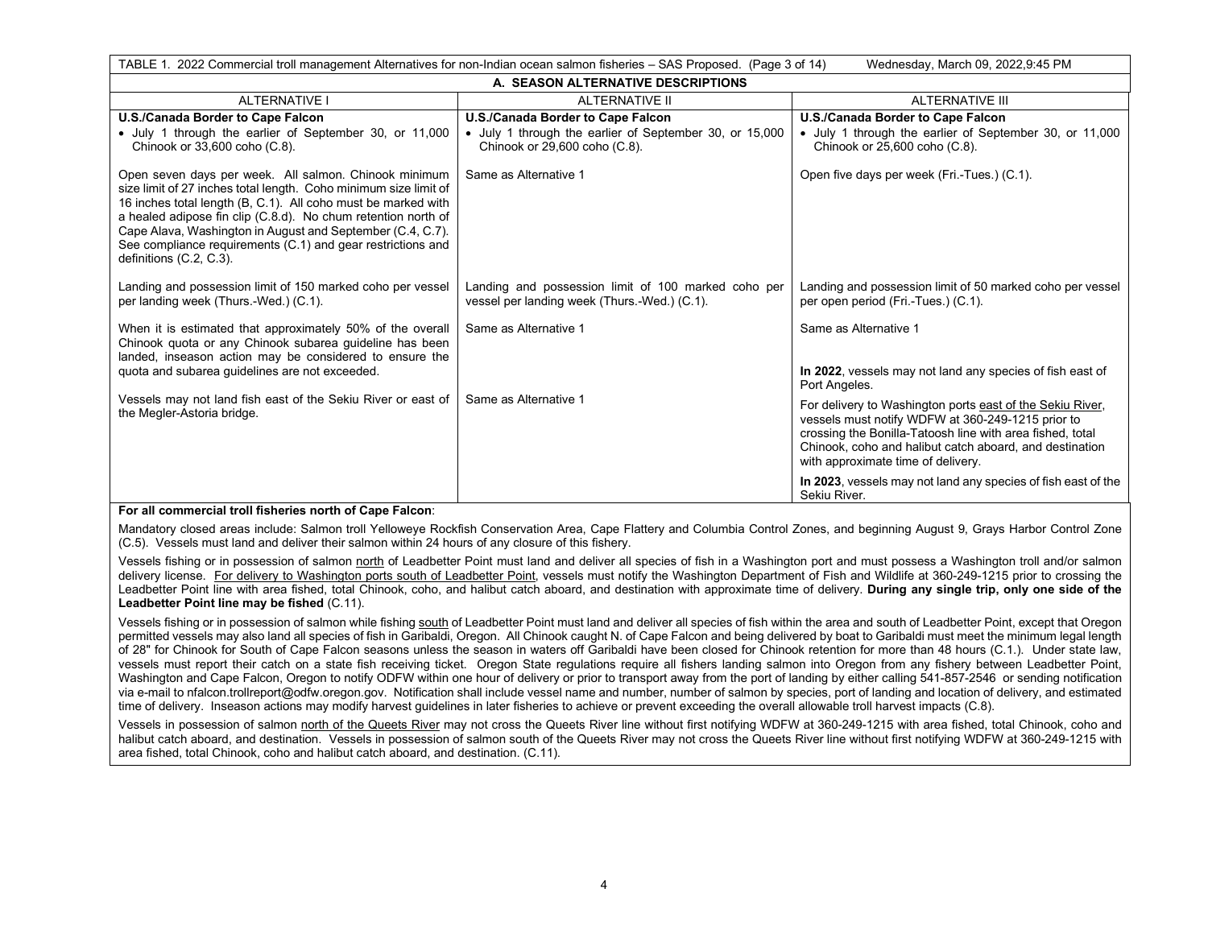TABLE 1. 2022 Commercial troll management Alternatives for non-Indian ocean salmon fisheries – SAS Proposed. (Page 3 of 14) Wednesday, March 09, 2022,9:45 PM

**A. SEASON ALTERNATIVE DESCRIPTIONS**

| ALTERNATIVE I | ALTERNATIVE II | ALTERNATIVE III |
|---|---|---|
| **U.S./Canada Border to Cape Falcon**<br>• July 1 through the earlier of September 30, or 11,000 Chinook or 33,600 coho (C.8). | **U.S./Canada Border to Cape Falcon**<br>• July 1 through the earlier of September 30, or 15,000 Chinook or 29,600 coho (C.8). | **U.S./Canada Border to Cape Falcon**<br>• July 1 through the earlier of September 30, or 11,000 Chinook or 25,600 coho (C.8). |
| Open seven days per week. All salmon. Chinook minimum size limit of 27 inches total length. Coho minimum size limit of 16 inches total length (B, C.1). All coho must be marked with a healed adipose fin clip (C.8.d). No chum retention north of Cape Alava, Washington in August and September (C.4, C.7). See compliance requirements (C.1) and gear restrictions and definitions (C.2, C.3). | Same as Alternative 1 | Open five days per week (Fri.-Tues.) (C.1). |
| Landing and possession limit of 150 marked coho per vessel per landing week (Thurs.-Wed.) (C.1). | Landing and possession limit of 100 marked coho per vessel per landing week (Thurs.-Wed.) (C.1). | Landing and possession limit of 50 marked coho per vessel per open period (Fri.-Tues.) (C.1). |
| When it is estimated that approximately 50% of the overall Chinook quota or any Chinook subarea guideline has been landed, inseason action may be considered to ensure the quota and subarea guidelines are not exceeded. | Same as Alternative 1 | Same as Alternative 1<br><br>**In 2022**, vessels may not land any species of fish east of Port Angeles. |
| Vessels may not land fish east of the Sekiu River or east of the Megler-Astoria bridge. | Same as Alternative 1 | For delivery to Washington ports east of the Sekiu River, vessels must notify WDFW at 360-249-1215 prior to crossing the Bonilla-Tatoosh line with area fished, total Chinook, coho and halibut catch aboard, and destination with approximate time of delivery.<br><br>**In 2023**, vessels may not land any species of fish east of the Sekiu River. |

**For all commercial troll fisheries north of Cape Falcon**:

Mandatory closed areas include: Salmon troll Yelloweye Rockfish Conservation Area, Cape Flattery and Columbia Control Zones, and beginning August 9, Grays Harbor Control Zone (C.5). Vessels must land and deliver their salmon within 24 hours of any closure of this fishery.

Vessels fishing or in possession of salmon north of Leadbetter Point must land and deliver all species of fish in a Washington port and must possess a Washington troll and/or salmon delivery license. For delivery to Washington ports south of Leadbetter Point, vessels must notify the Washington Department of Fish and Wildlife at 360-249-1215 prior to crossing the Leadbetter Point line with area fished, total Chinook, coho, and halibut catch aboard, and destination with approximate time of delivery. **During any single trip, only one side of the Leadbetter Point line may be fished** (C.11).

Vessels fishing or in possession of salmon while fishing south of Leadbetter Point must land and deliver all species of fish within the area and south of Leadbetter Point, except that Oregon permitted vessels may also land all species of fish in Garibaldi, Oregon. All Chinook caught N. of Cape Falcon and being delivered by boat to Garibaldi must meet the minimum legal length of 28" for Chinook for South of Cape Falcon seasons unless the season in waters off Garibaldi have been closed for Chinook retention for more than 48 hours (C.1.). Under state law, vessels must report their catch on a state fish receiving ticket. Oregon State regulations require all fishers landing salmon into Oregon from any fishery between Leadbetter Point, Washington and Cape Falcon, Oregon to notify ODFW within one hour of delivery or prior to transport away from the port of landing by either calling 541-857-2546 or sending notification via e-mail to nfalcon.trollreport@odfw.oregon.gov. Notification shall include vessel name and number, number of salmon by species, port of landing and location of delivery, and estimated time of delivery. Inseason actions may modify harvest guidelines in later fisheries to achieve or prevent exceeding the overall allowable troll harvest impacts (C.8).

Vessels in possession of salmon north of the Queets River may not cross the Queets River line without first notifying WDFW at 360-249-1215 with area fished, total Chinook, coho and halibut catch aboard, and destination. Vessels in possession of salmon south of the Queets River may not cross the Queets River line without first notifying WDFW at 360-249-1215 with area fished, total Chinook, coho and halibut catch aboard, and destination. (C.11).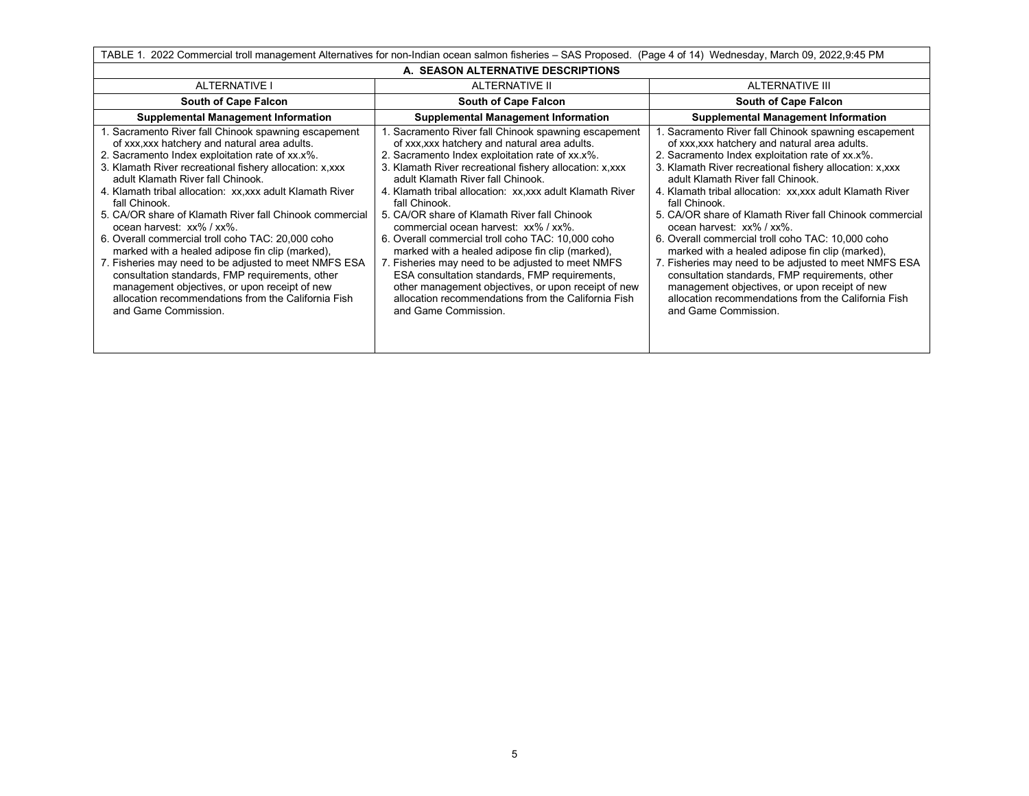| TABLE 1. 2022 Commercial troll management Alternatives for non-Indian ocean salmon fisheries – SAS Proposed. (Page 4 of 14) Wednesday, March 09, 2022,9:45 PM | | |
|---|---|---|
| **A. SEASON ALTERNATIVE DESCRIPTIONS** | | |
| ALTERNATIVE I | ALTERNATIVE II | ALTERNATIVE III |
| **South of Cape Falcon** | **South of Cape Falcon** | **South of Cape Falcon** |
| **Supplemental Management Information** | **Supplemental Management Information** | **Supplemental Management Information** |
| 1. Sacramento River fall Chinook spawning escapement of xxx,xxx hatchery and natural area adults.<br>2. Sacramento Index exploitation rate of xx.x%.<br>3. Klamath River recreational fishery allocation: x,xxx adult Klamath River fall Chinook.<br>4. Klamath tribal allocation: xx,xxx adult Klamath River fall Chinook.<br>5. CA/OR share of Klamath River fall Chinook commercial ocean harvest: xx% / xx%.<br>6. Overall commercial troll coho TAC: 20,000 coho marked with a healed adipose fin clip (marked),<br>7. Fisheries may need to be adjusted to meet NMFS ESA consultation standards, FMP requirements, other management objectives, or upon receipt of new allocation recommendations from the California Fish and Game Commission. | 1. Sacramento River fall Chinook spawning escapement of xxx,xxx hatchery and natural area adults.<br>2. Sacramento Index exploitation rate of xx.x%.<br>3. Klamath River recreational fishery allocation: x,xxx adult Klamath River fall Chinook.<br>4. Klamath tribal allocation: xx,xxx adult Klamath River fall Chinook.<br>5. CA/OR share of Klamath River fall Chinook commercial ocean harvest: xx% / xx%.<br>6. Overall commercial troll coho TAC: 10,000 coho marked with a healed adipose fin clip (marked),<br>7. Fisheries may need to be adjusted to meet NMFS ESA consultation standards, FMP requirements, other management objectives, or upon receipt of new allocation recommendations from the California Fish and Game Commission. | 1. Sacramento River fall Chinook spawning escapement of xxx,xxx hatchery and natural area adults.<br>2. Sacramento Index exploitation rate of xx.x%.<br>3. Klamath River recreational fishery allocation: x,xxx adult Klamath River fall Chinook.<br>4. Klamath tribal allocation: xx,xxx adult Klamath River fall Chinook.<br>5. CA/OR share of Klamath River fall Chinook commercial ocean harvest: xx% / xx%.<br>6. Overall commercial troll coho TAC: 10,000 coho marked with a healed adipose fin clip (marked),<br>7. Fisheries may need to be adjusted to meet NMFS ESA consultation standards, FMP requirements, other management objectives, or upon receipt of new allocation recommendations from the California Fish and Game Commission. |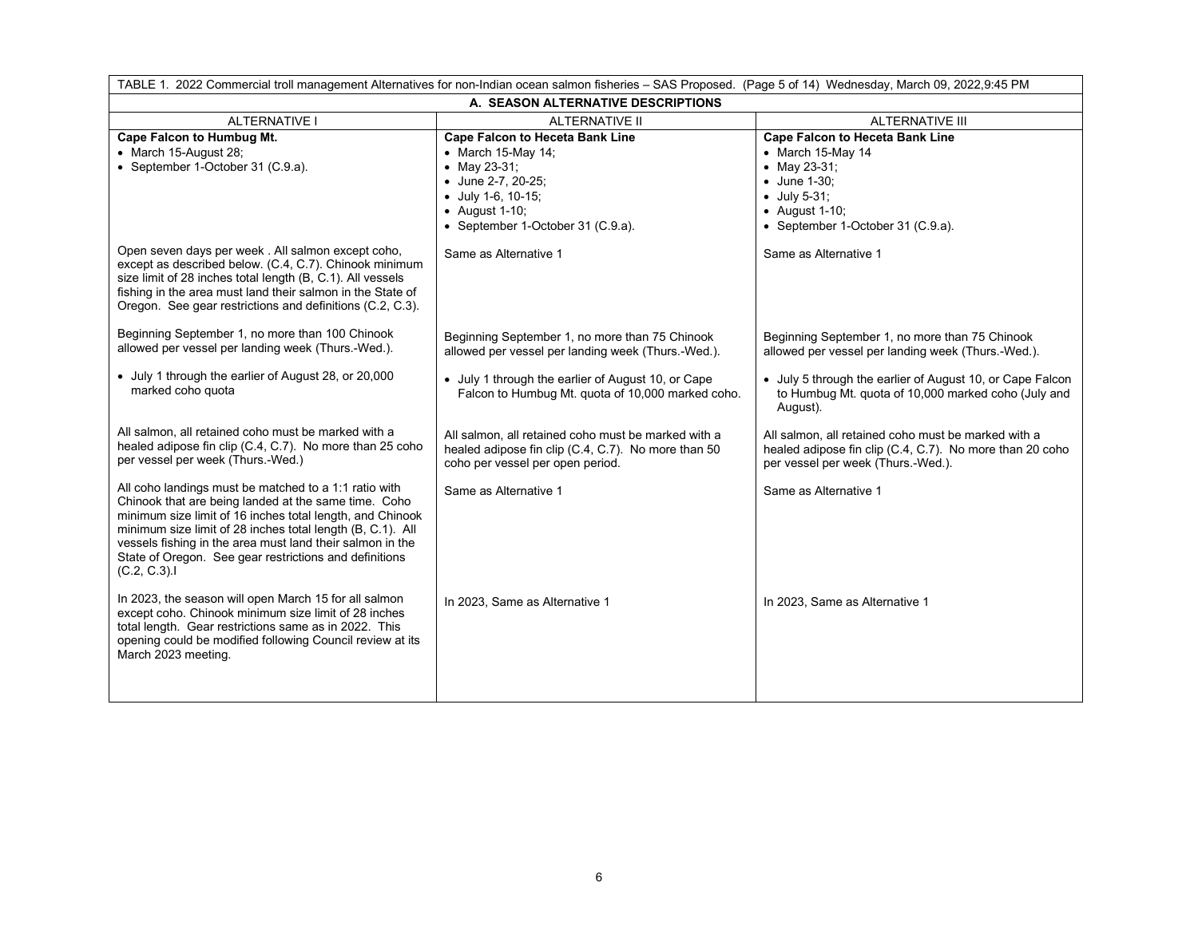| TABLE 1. 2022 Commercial troll management Alternatives for non-Indian ocean salmon fisheries – SAS Proposed. (Page 5 of 14) Wednesday, March 09, 2022,9:45 PM | | |
|---|---|---|
| **A. SEASON ALTERNATIVE DESCRIPTIONS** | | |
| ALTERNATIVE I | ALTERNATIVE II | ALTERNATIVE III |
| **Cape Falcon to Humbug Mt.**<br>• March 15-August 28;<br>• September 1-October 31 (C.9.a). | **Cape Falcon to Heceta Bank Line**<br>• March 15-May 14;<br>• May 23-31;<br>• June 2-7, 20-25;<br>• July 1-6, 10-15;<br>• August 1-10;<br>• September 1-October 31 (C.9.a). | **Cape Falcon to Heceta Bank Line**<br>• March 15-May 14<br>• May 23-31;<br>• June 1-30;<br>• July 5-31;<br>• August 1-10;<br>• September 1-October 31 (C.9.a). |
| Open seven days per week . All salmon except coho, except as described below. (C.4, C.7). Chinook minimum size limit of 28 inches total length (B, C.1). All vessels fishing in the area must land their salmon in the State of Oregon. See gear restrictions and definitions (C.2, C.3). | Same as Alternative 1 | Same as Alternative 1 |
| Beginning September 1, no more than 100 Chinook allowed per vessel per landing week (Thurs.-Wed.). | Beginning September 1, no more than 75 Chinook allowed per vessel per landing week (Thurs.-Wed.). | Beginning September 1, no more than 75 Chinook allowed per vessel per landing week (Thurs.-Wed.). |
| • July 1 through the earlier of August 28, or 20,000 marked coho quota | • July 1 through the earlier of August 10, or Cape Falcon to Humbug Mt. quota of 10,000 marked coho. | • July 5 through the earlier of August 10, or Cape Falcon to Humbug Mt. quota of 10,000 marked coho (July and August). |
| All salmon, all retained coho must be marked with a healed adipose fin clip (C.4, C.7). No more than 25 coho per vessel per week (Thurs.-Wed.) | All salmon, all retained coho must be marked with a healed adipose fin clip (C.4, C.7). No more than 50 coho per vessel per open period. | All salmon, all retained coho must be marked with a healed adipose fin clip (C.4, C.7). No more than 20 coho per vessel per week (Thurs.-Wed.). |
| All coho landings must be matched to a 1:1 ratio with Chinook that are being landed at the same time. Coho minimum size limit of 16 inches total length, and Chinook minimum size limit of 28 inches total length (B, C.1). All vessels fishing in the area must land their salmon in the State of Oregon. See gear restrictions and definitions (C.2, C.3).I | Same as Alternative 1 | Same as Alternative 1 |
| In 2023, the season will open March 15 for all salmon except coho. Chinook minimum size limit of 28 inches total length. Gear restrictions same as in 2022. This opening could be modified following Council review at its March 2023 meeting. | In 2023, Same as Alternative 1 | In 2023, Same as Alternative 1 |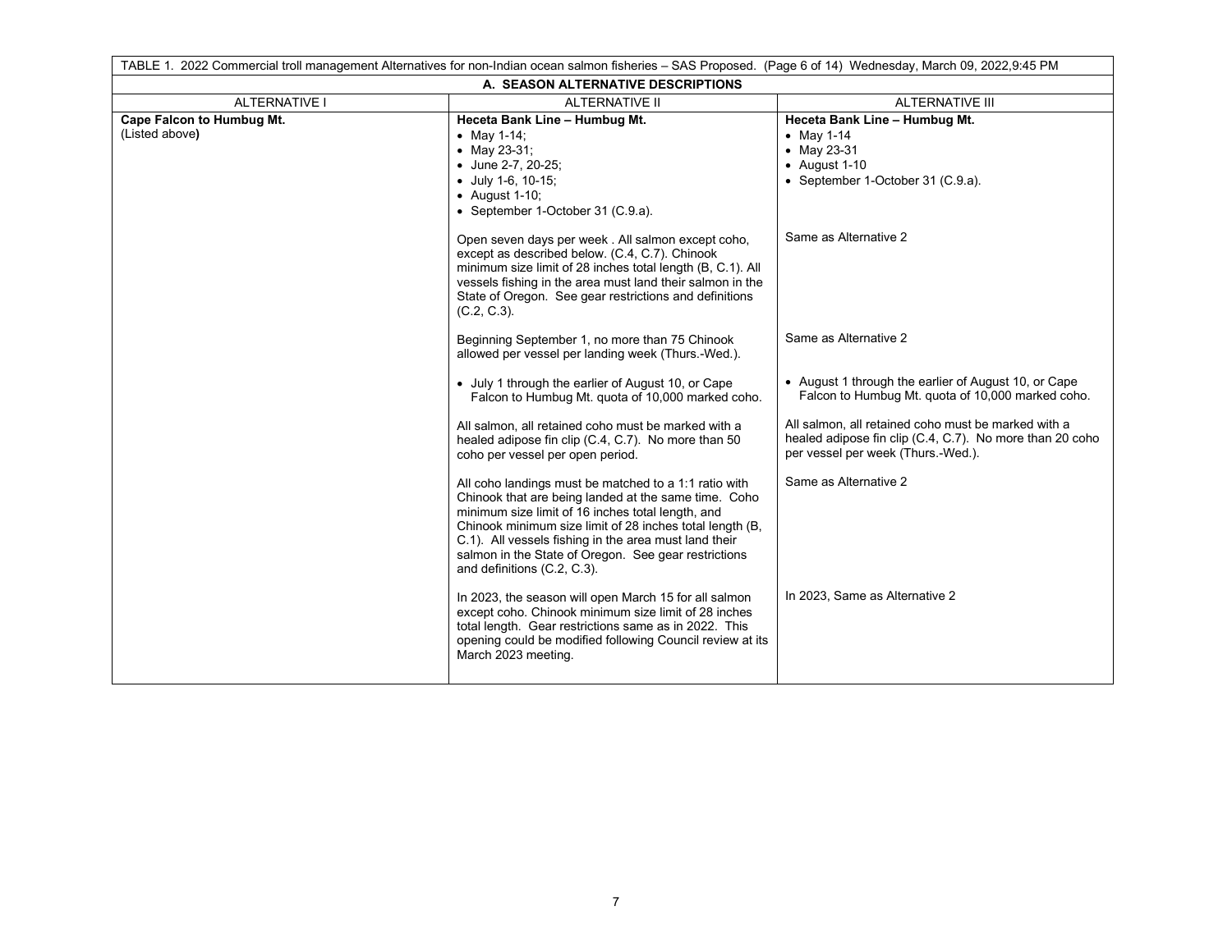| TABLE 1. 2022 Commercial troll management Alternatives for non-Indian ocean salmon fisheries – SAS Proposed. (Page 6 of 14) Wednesday, March 09, 2022,9:45 PM | | |
|---|---|---|
| **A. SEASON ALTERNATIVE DESCRIPTIONS** | | |
| ALTERNATIVE I | ALTERNATIVE II | ALTERNATIVE III |
| **Cape Falcon to Humbug Mt.**<br>(Listed above**)** | **Heceta Bank Line – Humbug Mt.**<br>• May 1-14;<br>• May 23-31;<br>• June 2-7, 20-25;<br>• July 1-6, 10-15;<br>• August 1-10;<br>• September 1-October 31 (C.9.a). | **Heceta Bank Line – Humbug Mt.**<br>• May 1-14<br>• May 23-31<br>• August 1-10<br>• September 1-October 31 (C.9.a). |
| | Open seven days per week . All salmon except coho, except as described below. (C.4, C.7). Chinook minimum size limit of 28 inches total length (B, C.1). All vessels fishing in the area must land their salmon in the State of Oregon. See gear restrictions and definitions (C.2, C.3). | Same as Alternative 2 |
| | Beginning September 1, no more than 75 Chinook allowed per vessel per landing week (Thurs.-Wed.). | Same as Alternative 2 |
| | • July 1 through the earlier of August 10, or Cape Falcon to Humbug Mt. quota of 10,000 marked coho. | • August 1 through the earlier of August 10, or Cape Falcon to Humbug Mt. quota of 10,000 marked coho. |
| | All salmon, all retained coho must be marked with a healed adipose fin clip (C.4, C.7). No more than 50 coho per vessel per open period. | All salmon, all retained coho must be marked with a healed adipose fin clip (C.4, C.7). No more than 20 coho per vessel per week (Thurs.-Wed.). |
| | All coho landings must be matched to a 1:1 ratio with Chinook that are being landed at the same time. Coho minimum size limit of 16 inches total length, and Chinook minimum size limit of 28 inches total length (B, C.1). All vessels fishing in the area must land their salmon in the State of Oregon. See gear restrictions and definitions (C.2, C.3). | Same as Alternative 2 |
| | In 2023, the season will open March 15 for all salmon except coho. Chinook minimum size limit of 28 inches total length. Gear restrictions same as in 2022. This opening could be modified following Council review at its March 2023 meeting. | In 2023, Same as Alternative 2 |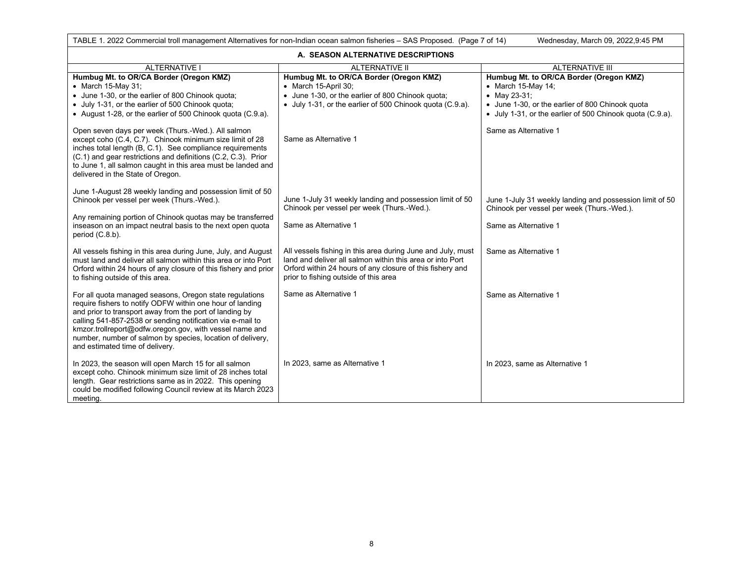TABLE 1. 2022 Commercial troll management Alternatives for non-Indian ocean salmon fisheries – SAS Proposed. (Page 7 of 14) Wednesday, March 09, 2022,9:45 PM

| A. SEASON ALTERNATIVE DESCRIPTIONS | | |
|---|---|---|
| ALTERNATIVE I | ALTERNATIVE II | ALTERNATIVE III |
| **Humbug Mt. to OR/CA Border (Oregon KMZ)**<br>• March 15-May 31;<br>• June 1-30, or the earlier of 800 Chinook quota;<br>• July 1-31, or the earlier of 500 Chinook quota;<br>• August 1-28, or the earlier of 500 Chinook quota (C.9.a). | **Humbug Mt. to OR/CA Border (Oregon KMZ)**<br>• March 15-April 30;<br>• June 1-30, or the earlier of 800 Chinook quota;<br>• July 1-31, or the earlier of 500 Chinook quota (C.9.a). | **Humbug Mt. to OR/CA Border (Oregon KMZ)**<br>• March 15-May 14;<br>• May 23-31;<br>• June 1-30, or the earlier of 800 Chinook quota<br>• July 1-31, or the earlier of 500 Chinook quota (C.9.a). |
| Open seven days per week (Thurs.-Wed.). All salmon except coho (C.4, C.7). Chinook minimum size limit of 28 inches total length (B, C.1). See compliance requirements (C.1) and gear restrictions and definitions (C.2, C.3). Prior to June 1, all salmon caught in this area must be landed and delivered in the State of Oregon. | Same as Alternative 1 | Same as Alternative 1 |
| June 1-August 28 weekly landing and possession limit of 50 Chinook per vessel per week (Thurs.-Wed.). | June 1-July 31 weekly landing and possession limit of 50 Chinook per vessel per week (Thurs.-Wed.). | June 1-July 31 weekly landing and possession limit of 50 Chinook per vessel per week (Thurs.-Wed.). |
| Any remaining portion of Chinook quotas may be transferred inseason on an impact neutral basis to the next open quota period (C.8.b). | Same as Alternative 1 | Same as Alternative 1 |
| All vessels fishing in this area during June, July, and August must land and deliver all salmon within this area or into Port Orford within 24 hours of any closure of this fishery and prior to fishing outside of this area. | All vessels fishing in this area during June and July, must land and deliver all salmon within this area or into Port Orford within 24 hours of any closure of this fishery and prior to fishing outside of this area | Same as Alternative 1 |
| For all quota managed seasons, Oregon state regulations require fishers to notify ODFW within one hour of landing and prior to transport away from the port of landing by calling 541-857-2538 or sending notification via e-mail to kmzor.trollreport@odfw.oregon.gov, with vessel name and number, number of salmon by species, location of delivery, and estimated time of delivery. | Same as Alternative 1 | Same as Alternative 1 |
| In 2023, the season will open March 15 for all salmon except coho. Chinook minimum size limit of 28 inches total length. Gear restrictions same as in 2022. This opening could be modified following Council review at its March 2023 meeting. | In 2023, same as Alternative 1 | In 2023, same as Alternative 1 |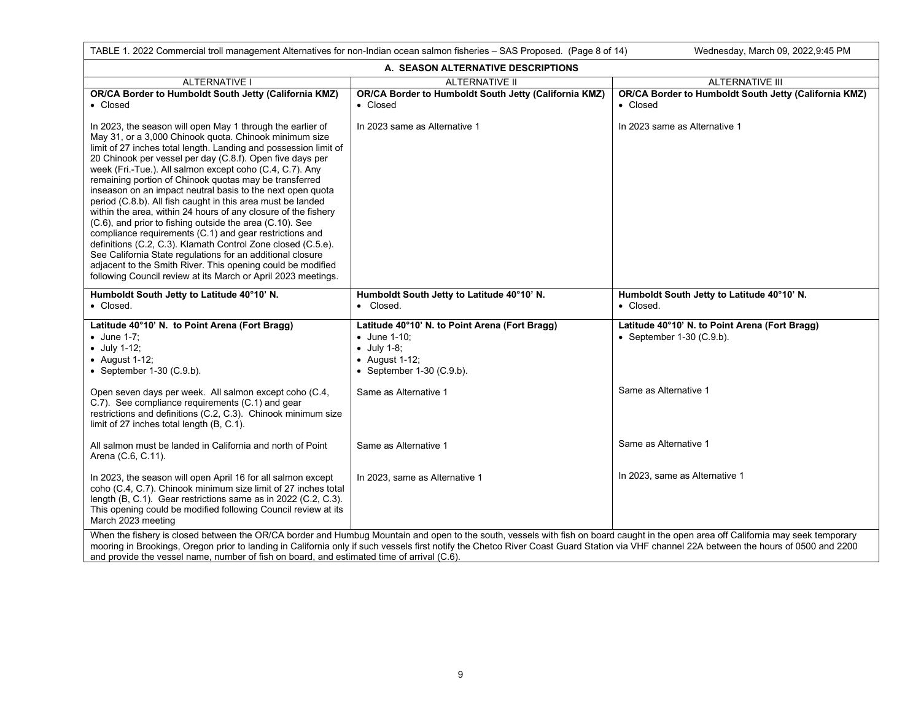TABLE 1. 2022 Commercial troll management Alternatives for non-Indian ocean salmon fisheries – SAS Proposed. (Page 8 of 14) Wednesday, March 09, 2022,9:45 PM

| A. SEASON ALTERNATIVE DESCRIPTIONS | | |
|---|---|---|
| ALTERNATIVE I | ALTERNATIVE II | ALTERNATIVE III |
| **OR/CA Border to Humboldt South Jetty (California KMZ)**<br>• Closed<br><br>In 2023, the season will open May 1 through the earlier of May 31, or a 3,000 Chinook quota. Chinook minimum size limit of 27 inches total length. Landing and possession limit of 20 Chinook per vessel per day (C.8.f). Open five days per week (Fri.-Tue.). All salmon except coho (C.4, C.7). Any remaining portion of Chinook quotas may be transferred inseason on an impact neutral basis to the next open quota period (C.8.b). All fish caught in this area must be landed within the area, within 24 hours of any closure of the fishery (C.6), and prior to fishing outside the area (C.10). See compliance requirements (C.1) and gear restrictions and definitions (C.2, C.3). Klamath Control Zone closed (C.5.e). See California State regulations for an additional closure adjacent to the Smith River. This opening could be modified following Council review at its March or April 2023 meetings. | **OR/CA Border to Humboldt South Jetty (California KMZ)**<br>• Closed<br><br>In 2023 same as Alternative 1 | **OR/CA Border to Humboldt South Jetty (California KMZ)**<br>• Closed<br><br>In 2023 same as Alternative 1 |
| **Humboldt South Jetty to Latitude 40°10' N.**<br>• Closed. | **Humboldt South Jetty to Latitude 40°10' N.**<br>• Closed. | **Humboldt South Jetty to Latitude 40°10' N.**<br>• Closed. |
| **Latitude 40°10' N. to Point Arena (Fort Bragg)**<br>• June 1-7;<br>• July 1-12;<br>• August 1-12;<br>• September 1-30 (C.9.b).<br><br>Open seven days per week. All salmon except coho (C.4, C.7). See compliance requirements (C.1) and gear restrictions and definitions (C.2, C.3). Chinook minimum size limit of 27 inches total length (B, C.1).<br><br>All salmon must be landed in California and north of Point Arena (C.6, C.11).<br><br>In 2023, the season will open April 16 for all salmon except coho (C.4, C.7). Chinook minimum size limit of 27 inches total length (B, C.1). Gear restrictions same as in 2022 (C.2, C.3). This opening could be modified following Council review at its March 2023 meeting | **Latitude 40°10' N. to Point Arena (Fort Bragg)**<br>• June 1-10;<br>• July 1-8;<br>• August 1-12;<br>• September 1-30 (C.9.b).<br><br>Same as Alternative 1<br><br>Same as Alternative 1<br><br>In 2023, same as Alternative 1 | **Latitude 40°10' N. to Point Arena (Fort Bragg)**<br>• September 1-30 (C.9.b).<br><br>Same as Alternative 1<br><br>Same as Alternative 1<br><br>In 2023, same as Alternative 1 |
| When the fishery is closed between the OR/CA border and Humbug Mountain and open to the south, vessels with fish on board caught in the open area off California may seek temporary mooring in Brookings, Oregon prior to landing in California only if such vessels first notify the Chetco River Coast Guard Station via VHF channel 22A between the hours of 0500 and 2200 and provide the vessel name, number of fish on board, and estimated time of arrival (C.6). | | |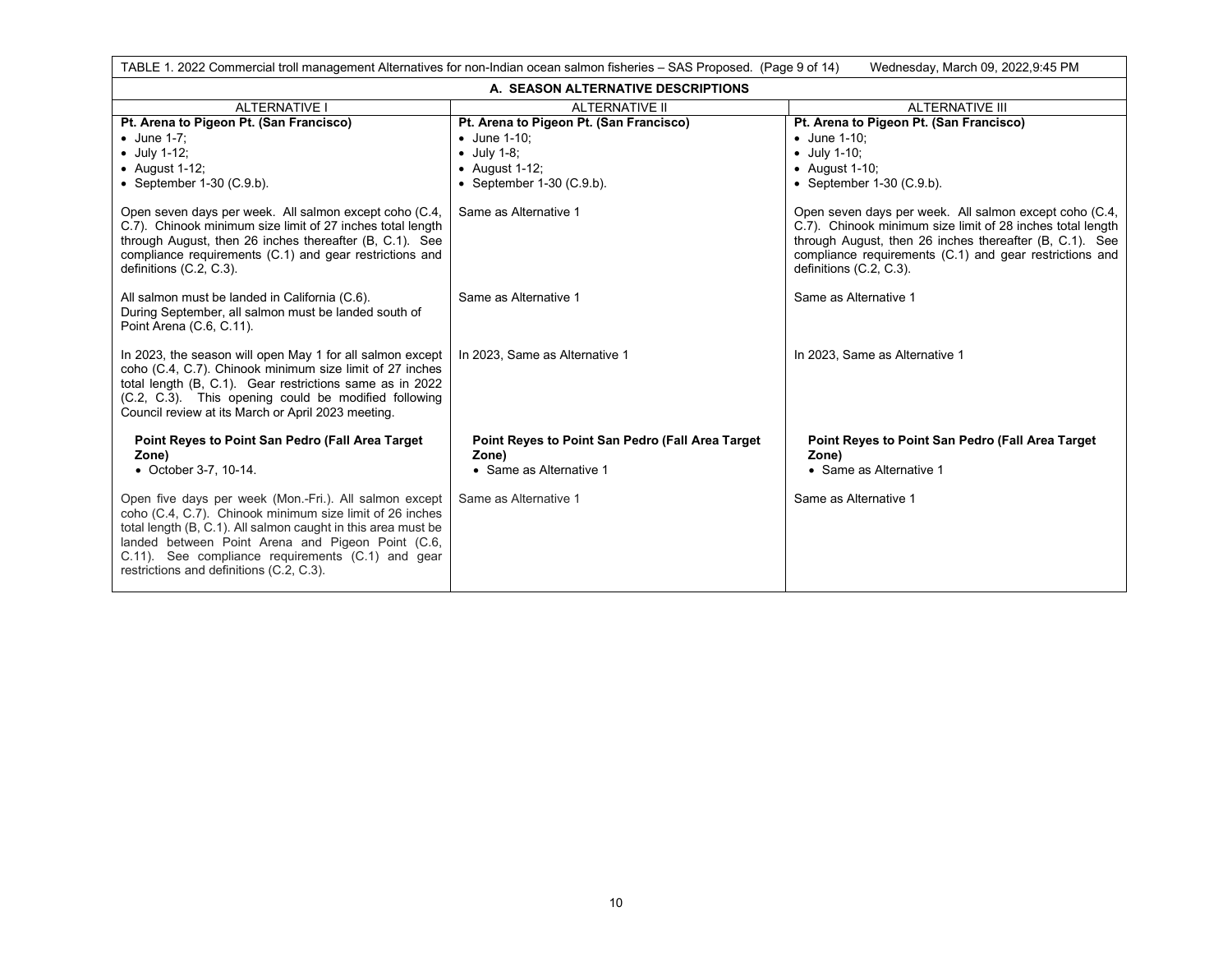TABLE 1. 2022 Commercial troll management Alternatives for non-Indian ocean salmon fisheries – SAS Proposed. (Page 9 of 14) Wednesday, March 09, 2022,9:45 PM

**A. SEASON ALTERNATIVE DESCRIPTIONS**

| ALTERNATIVE I | ALTERNATIVE II | ALTERNATIVE III |
| --- | --- | --- |
| **Pt. Arena to Pigeon Pt. (San Francisco)**<br>• June 1-7;<br>• July 1-12;<br>• August 1-12;<br>• September 1-30 (C.9.b). | **Pt. Arena to Pigeon Pt. (San Francisco)**<br>• June 1-10;<br>• July 1-8;<br>• August 1-12;<br>• September 1-30 (C.9.b). | **Pt. Arena to Pigeon Pt. (San Francisco)**<br>• June 1-10;<br>• July 1-10;<br>• August 1-10;<br>• September 1-30 (C.9.b). |
| Open seven days per week. All salmon except coho (C.4, C.7). Chinook minimum size limit of 27 inches total length through August, then 26 inches thereafter (B, C.1). See compliance requirements (C.1) and gear restrictions and definitions (C.2, C.3). | Same as Alternative 1 | Open seven days per week. All salmon except coho (C.4, C.7). Chinook minimum size limit of 28 inches total length through August, then 26 inches thereafter (B, C.1). See compliance requirements (C.1) and gear restrictions and definitions (C.2, C.3). |
| All salmon must be landed in California (C.6).<br>During September, all salmon must be landed south of Point Arena (C.6, C.11). | Same as Alternative 1 | Same as Alternative 1 |
| In 2023, the season will open May 1 for all salmon except coho (C.4, C.7). Chinook minimum size limit of 27 inches total length (B, C.1). Gear restrictions same as in 2022 (C.2, C.3). This opening could be modified following Council review at its March or April 2023 meeting. | In 2023, Same as Alternative 1 | In 2023, Same as Alternative 1 |
| **Point Reyes to Point San Pedro (Fall Area Target Zone)**<br>• October 3-7, 10-14. | **Point Reyes to Point San Pedro (Fall Area Target Zone)**<br>• Same as Alternative 1 | **Point Reyes to Point San Pedro (Fall Area Target Zone)**<br>• Same as Alternative 1 |
| Open five days per week (Mon.-Fri.). All salmon except coho (C.4, C.7). Chinook minimum size limit of 26 inches total length (B, C.1). All salmon caught in this area must be landed between Point Arena and Pigeon Point (C.6, C.11). See compliance requirements (C.1) and gear restrictions and definitions (C.2, C.3). | Same as Alternative 1 | Same as Alternative 1 |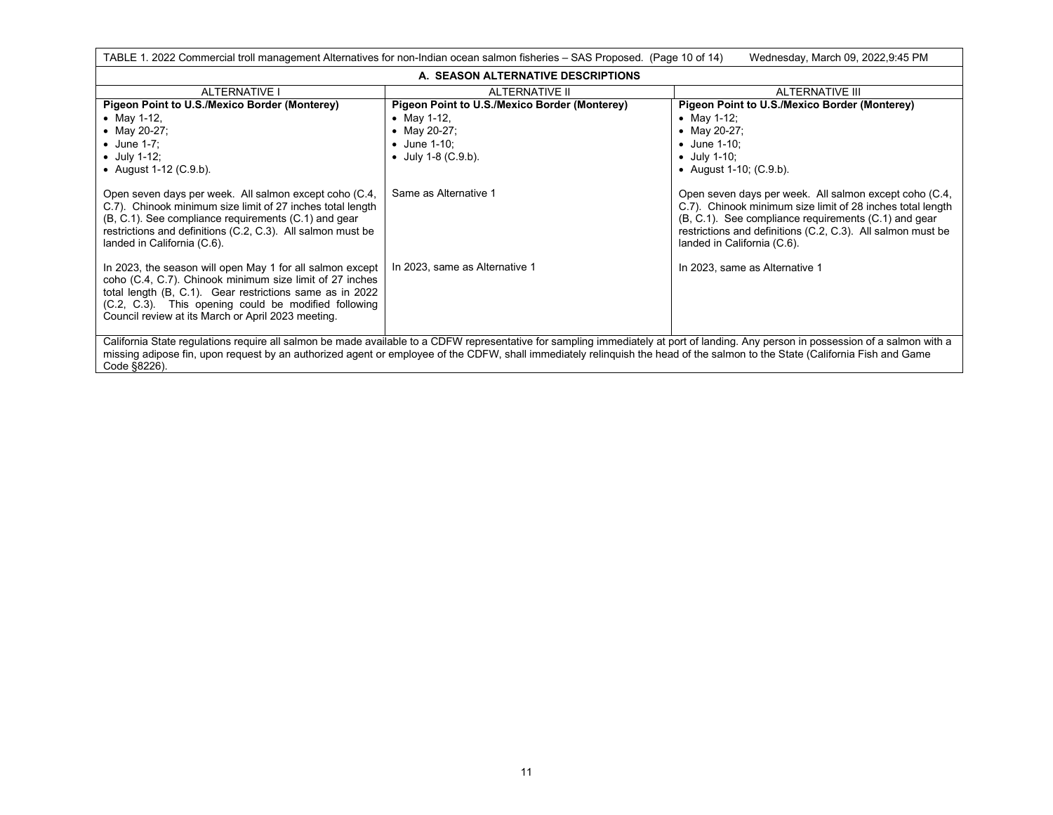TABLE 1. 2022 Commercial troll management Alternatives for non-Indian ocean salmon fisheries – SAS Proposed. (Page 10 of 14) Wednesday, March 09, 2022,9:45 PM

| A. SEASON ALTERNATIVE DESCRIPTIONS | | |
|---|---|---|
| ALTERNATIVE I | ALTERNATIVE II | ALTERNATIVE III |
| **Pigeon Point to U.S./Mexico Border (Monterey)**<br>• May 1-12,<br>• May 20-27;<br>• June 1-7;<br>• July 1-12;<br>• August 1-12 (C.9.b).<br><br>Open seven days per week. All salmon except coho (C.4, C.7). Chinook minimum size limit of 27 inches total length (B, C.1). See compliance requirements (C.1) and gear restrictions and definitions (C.2, C.3). All salmon must be landed in California (C.6).<br><br>In 2023, the season will open May 1 for all salmon except coho (C.4, C.7). Chinook minimum size limit of 27 inches total length (B, C.1). Gear restrictions same as in 2022 (C.2, C.3). This opening could be modified following Council review at its March or April 2023 meeting. | **Pigeon Point to U.S./Mexico Border (Monterey)**<br>• May 1-12,<br>• May 20-27;<br>• June 1-10;<br>• July 1-8 (C.9.b).<br><br>Same as Alternative 1<br><br>In 2023, same as Alternative 1 | **Pigeon Point to U.S./Mexico Border (Monterey)**<br>• May 1-12;<br>• May 20-27;<br>• June 1-10;<br>• July 1-10;<br>• August 1-10; (C.9.b).<br><br>Open seven days per week. All salmon except coho (C.4, C.7). Chinook minimum size limit of 28 inches total length (B, C.1). See compliance requirements (C.1) and gear restrictions and definitions (C.2, C.3). All salmon must be landed in California (C.6).<br><br>In 2023, same as Alternative 1 |
| California State regulations require all salmon be made available to a CDFW representative for sampling immediately at port of landing. Any person in possession of a salmon with a missing adipose fin, upon request by an authorized agent or employee of the CDFW, shall immediately relinquish the head of the salmon to the State (California Fish and Game Code §8226). | | |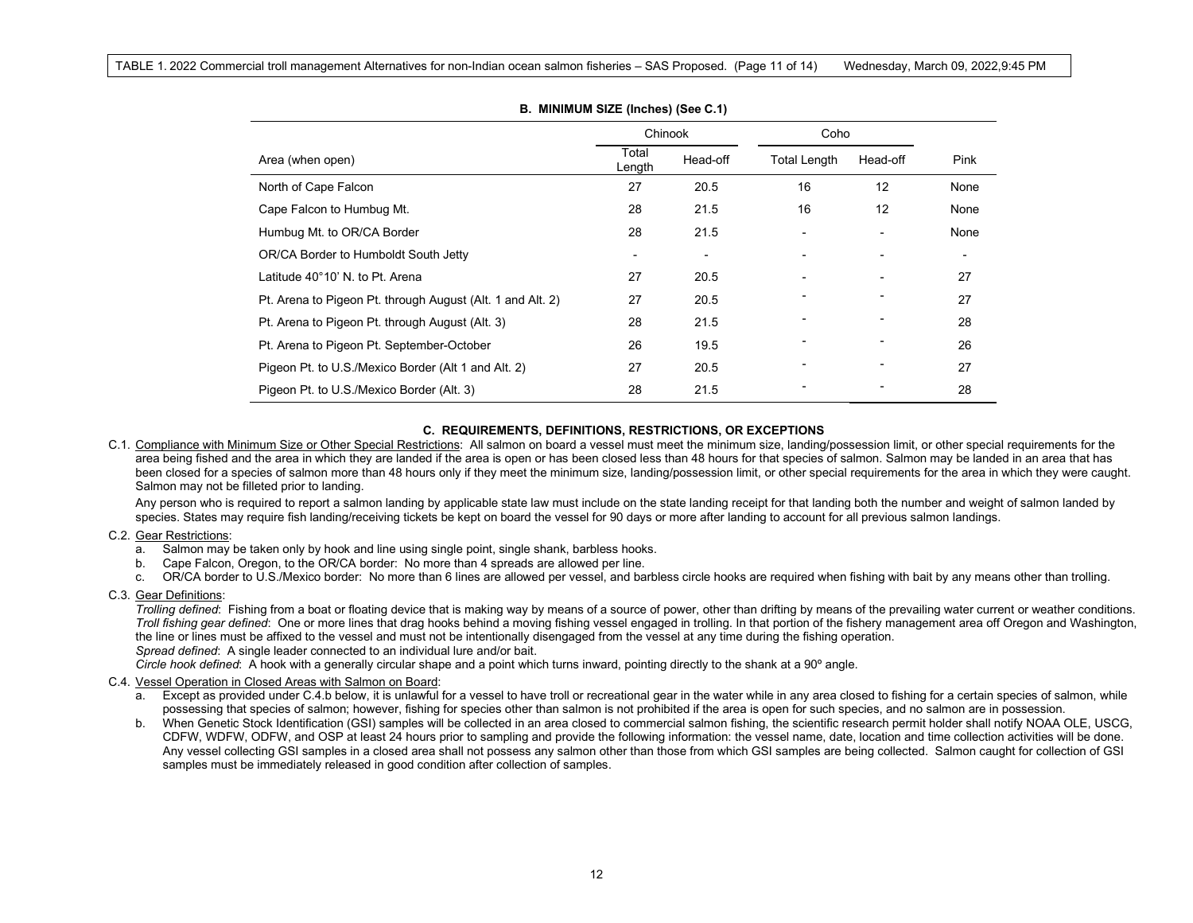### B. MINIMUM SIZE (Inches) (See C.1)

| Area (when open) | Chinook | | Coho | | Pink |
|---|---|---|---|---|---|
| | Total Length | Head-off | Total Length | Head-off | |
| North of Cape Falcon | 27 | 20.5 | 16 | 12 | None |
| Cape Falcon to Humbug Mt. | 28 | 21.5 | 16 | 12 | None |
| Humbug Mt. to OR/CA Border | 28 | 21.5 | - | - | None |
| OR/CA Border to Humboldt South Jetty | - | - | - | - | - |
| Latitude 40°10' N. to Pt. Arena | 27 | 20.5 | - | - | 27 |
| Pt. Arena to Pigeon Pt. through August (Alt. 1 and Alt. 2) | 27 | 20.5 | - | - | 27 |
| Pt. Arena to Pigeon Pt. through August (Alt. 3) | 28 | 21.5 | - | - | 28 |
| Pt. Arena to Pigeon Pt. September-October | 26 | 19.5 | - | - | 26 |
| Pigeon Pt. to U.S./Mexico Border (Alt 1 and Alt. 2) | 27 | 20.5 | - | - | 27 |
| Pigeon Pt. to U.S./Mexico Border (Alt. 3) | 28 | 21.5 | - | - | 28 |

### C. REQUIREMENTS, DEFINITIONS, RESTRICTIONS, OR EXCEPTIONS

C.1. Compliance with Minimum Size or Other Special Restrictions: All salmon on board a vessel must meet the minimum size, landing/possession limit, or other special requirements for the area being fished and the area in which they are landed if the area is open or has been closed less than 48 hours for that species of salmon. Salmon may be landed in an area that has been closed for a species of salmon more than 48 hours only if they meet the minimum size, landing/possession limit, or other special requirements for the area in which they were caught. Salmon may not be filleted prior to landing.

Any person who is required to report a salmon landing by applicable state law must include on the state landing receipt for that landing both the number and weight of salmon landed by species. States may require fish landing/receiving tickets be kept on board the vessel for 90 days or more after landing to account for all previous salmon landings.

C.2. Gear Restrictions:

a. Salmon may be taken only by hook and line using single point, single shank, barbless hooks.
b. Cape Falcon, Oregon, to the OR/CA border: No more than 4 spreads are allowed per line.
c. OR/CA border to U.S./Mexico border: No more than 6 lines are allowed per vessel, and barbless circle hooks are required when fishing with bait by any means other than trolling.

C.3. Gear Definitions:

*Trolling defined*: Fishing from a boat or floating device that is making way by means of a source of power, other than drifting by means of the prevailing water current or weather conditions.
*Troll fishing gear defined*: One or more lines that drag hooks behind a moving fishing vessel engaged in trolling. In that portion of the fishery management area off Oregon and Washington, the line or lines must be affixed to the vessel and must not be intentionally disengaged from the vessel at any time during the fishing operation.
*Spread defined*: A single leader connected to an individual lure and/or bait.
*Circle hook defined*: A hook with a generally circular shape and a point which turns inward, pointing directly to the shank at a 90º angle.

C.4. Vessel Operation in Closed Areas with Salmon on Board:

a. Except as provided under C.4.b below, it is unlawful for a vessel to have troll or recreational gear in the water while in any area closed to fishing for a certain species of salmon, while possessing that species of salmon; however, fishing for species other than salmon is not prohibited if the area is open for such species, and no salmon are in possession.
b. When Genetic Stock Identification (GSI) samples will be collected in an area closed to commercial salmon fishing, the scientific research permit holder shall notify NOAA OLE, USCG, CDFW, WDFW, ODFW, and OSP at least 24 hours prior to sampling and provide the following information: the vessel name, date, location and time collection activities will be done. Any vessel collecting GSI samples in a closed area shall not possess any salmon other than those from which GSI samples are being collected. Salmon caught for collection of GSI samples must be immediately released in good condition after collection of samples.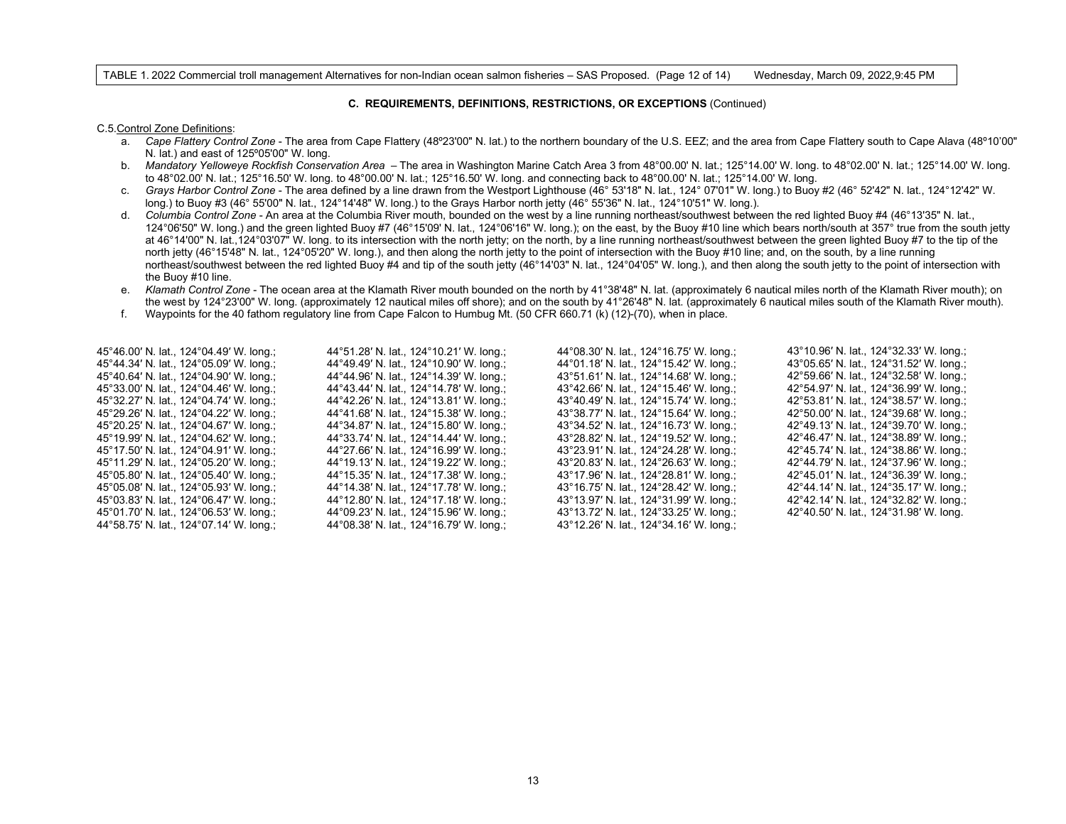**C. REQUIREMENTS, DEFINITIONS, RESTRICTIONS, OR EXCEPTIONS** (Continued)

C.5. Control Zone Definitions:

a. *Cape Flattery Control Zone* - The area from Cape Flattery (48º23'00" N. lat.) to the northern boundary of the U.S. EEZ; and the area from Cape Flattery south to Cape Alava (48º10'00" N. lat.) and east of 125º05'00" W. long.

b. *Mandatory Yelloweye Rockfish Conservation Area* – The area in Washington Marine Catch Area 3 from 48°00.00' N. lat.; 125°14.00' W. long. to 48°02.00' N. lat.; 125°14.00' W. long. to 48°02.00' N. lat.; 125°16.50' W. long. to 48°00.00' N. lat.; 125°16.50' W. long. and connecting back to 48°00.00' N. lat.; 125°14.00' W. long.

c. *Grays Harbor Control Zone* - The area defined by a line drawn from the Westport Lighthouse (46° 53'18" N. lat., 124° 07'01" W. long.) to Buoy #2 (46° 52'42" N. lat., 124°12'42" W. long.) to Buoy #3 (46° 55'00" N. lat., 124°14'48" W. long.) to the Grays Harbor north jetty (46° 55'36" N. lat., 124°10'51" W. long.).

d. *Columbia Control Zone* - An area at the Columbia River mouth, bounded on the west by a line running northeast/southwest between the red lighted Buoy #4 (46°13'35" N. lat., 124°06'50" W. long.) and the green lighted Buoy #7 (46°15'09' N. lat., 124°06'16" W. long.); on the east, by the Buoy #10 line which bears north/south at 357° true from the south jetty at 46°14'00" N. lat.,124°03'07" W. long. to its intersection with the north jetty; on the north, by a line running northeast/southwest between the green lighted Buoy #7 to the tip of the north jetty (46°15'48" N. lat., 124°05'20" W. long.), and then along the north jetty to the point of intersection with the Buoy #10 line; and, on the south, by a line running northeast/southwest between the red lighted Buoy #4 and tip of the south jetty (46°14'03" N. lat., 124°04'05" W. long.), and then along the south jetty to the point of intersection with the Buoy #10 line.

e. *Klamath Control Zone* - The ocean area at the Klamath River mouth bounded on the north by 41°38'48" N. lat. (approximately 6 nautical miles north of the Klamath River mouth); on the west by 124°23'00" W. long. (approximately 12 nautical miles off shore); and on the south by 41°26'48" N. lat. (approximately 6 nautical miles south of the Klamath River mouth).

f. Waypoints for the 40 fathom regulatory line from Cape Falcon to Humbug Mt. (50 CFR 660.71 (k) (12)-(70), when in place.

45°46.00′ N. lat., 124°04.49′ W. long.;
45°44.34′ N. lat., 124°05.09′ W. long.;
45°40.64′ N. lat., 124°04.90′ W. long.;
45°33.00′ N. lat., 124°04.46′ W. long.;
45°32.27′ N. lat., 124°04.74′ W. long.;
45°29.26′ N. lat., 124°04.22′ W. long.;
45°20.25′ N. lat., 124°04.67′ W. long.;
45°19.99′ N. lat., 124°04.62′ W. long.;
45°17.50′ N. lat., 124°04.91′ W. long.;
45°11.29′ N. lat., 124°05.20′ W. long.;
45°05.80′ N. lat., 124°05.40′ W. long.;
45°05.08′ N. lat., 124°05.93′ W. long.;
45°03.83′ N. lat., 124°06.47′ W. long.;
45°01.70′ N. lat., 124°06.53′ W. long.;
44°58.75′ N. lat., 124°07.14′ W. long.;
44°51.28′ N. lat., 124°10.21′ W. long.;
44°49.49′ N. lat., 124°10.90′ W. long.;
44°44.96′ N. lat., 124°14.39′ W. long.;
44°43.44′ N. lat., 124°14.78′ W. long.;
44°42.26′ N. lat., 124°13.81′ W. long.;
44°41.68′ N. lat., 124°15.38′ W. long.;
44°34.87′ N. lat., 124°15.80′ W. long.;
44°33.74′ N. lat., 124°14.44′ W. long.;
44°27.66′ N. lat., 124°16.99′ W. long.;
44°19.13′ N. lat., 124°19.22′ W. long.;
44°15.35′ N. lat., 124°17.38′ W. long.;
44°14.38′ N. lat., 124°17.78′ W. long.;
44°12.80′ N. lat., 124°17.18′ W. long.;
44°09.23′ N. lat., 124°15.96′ W. long.;
44°08.38′ N. lat., 124°16.79′ W. long.;
44°08.30′ N. lat., 124°16.75′ W. long.;
44°01.18′ N. lat., 124°15.42′ W. long.;
43°51.61′ N. lat., 124°14.68′ W. long.;
43°42.66′ N. lat., 124°15.46′ W. long.;
43°40.49′ N. lat., 124°15.74′ W. long.;
43°38.77′ N. lat., 124°15.64′ W. long.;
43°34.52′ N. lat., 124°16.73′ W. long.;
43°28.82′ N. lat., 124°19.52′ W. long.;
43°23.91′ N. lat., 124°24.28′ W. long.;
43°20.83′ N. lat., 124°26.63′ W. long.;
43°17.96′ N. lat., 124°28.81′ W. long.;
43°16.75′ N. lat., 124°28.42′ W. long.;
43°13.97′ N. lat., 124°31.99′ W. long.;
43°13.72′ N. lat., 124°33.25′ W. long.;
43°12.26′ N. lat., 124°34.16′ W. long.;
43°10.96′ N. lat., 124°32.33′ W. long.;
43°05.65′ N. lat., 124°31.52′ W. long.;
42°59.66′ N. lat., 124°32.58′ W. long.;
42°54.97′ N. lat., 124°36.99′ W. long.;
42°53.81′ N. lat., 124°38.57′ W. long.;
42°50.00′ N. lat., 124°39.68′ W. long.;
42°49.13′ N. lat., 124°39.70′ W. long.;
42°46.47′ N. lat., 124°38.89′ W. long.;
42°45.74′ N. lat., 124°38.86′ W. long.;
42°44.79′ N. lat., 124°37.96′ W. long.;
42°45.01′ N. lat., 124°36.39′ W. long.;
42°44.14′ N. lat., 124°35.17′ W. long.;
42°42.14′ N. lat., 124°32.82′ W. long.;
42°40.50′ N. lat., 124°31.98′ W. long.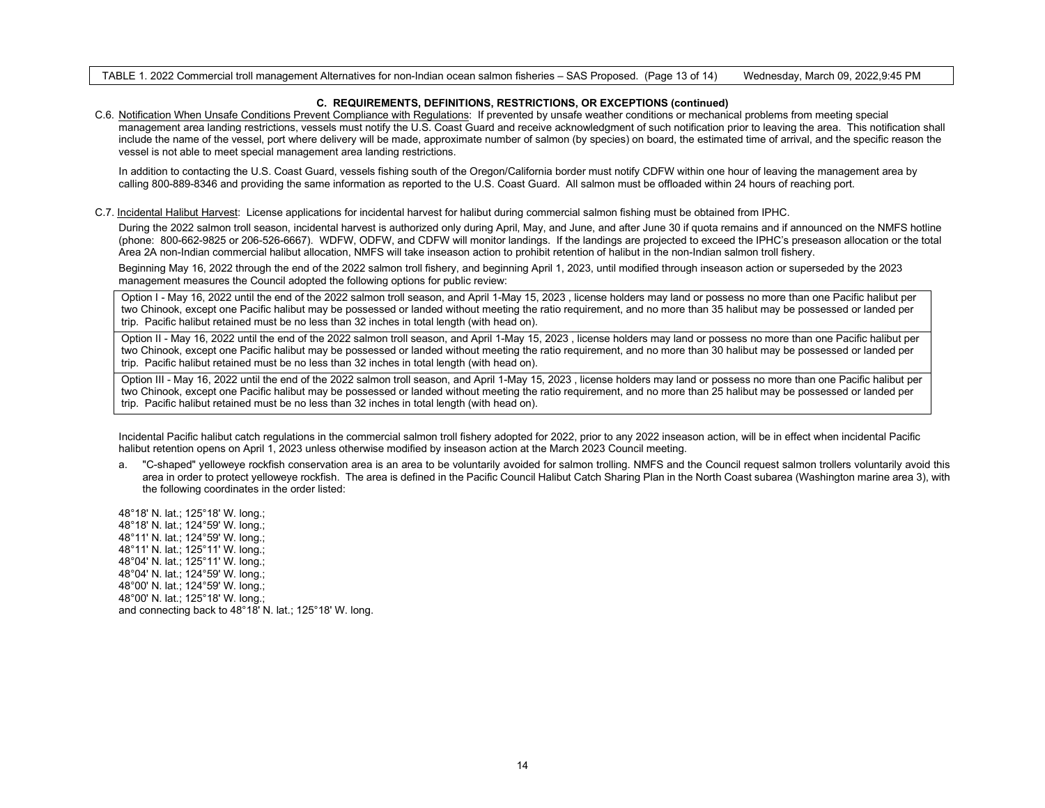## C. REQUIREMENTS, DEFINITIONS, RESTRICTIONS, OR EXCEPTIONS (continued)

C.6. Notification When Unsafe Conditions Prevent Compliance with Regulations: If prevented by unsafe weather conditions or mechanical problems from meeting special management area landing restrictions, vessels must notify the U.S. Coast Guard and receive acknowledgment of such notification prior to leaving the area. This notification shall include the name of the vessel, port where delivery will be made, approximate number of salmon (by species) on board, the estimated time of arrival, and the specific reason the vessel is not able to meet special management area landing restrictions.

In addition to contacting the U.S. Coast Guard, vessels fishing south of the Oregon/California border must notify CDFW within one hour of leaving the management area by calling 800-889-8346 and providing the same information as reported to the U.S. Coast Guard. All salmon must be offloaded within 24 hours of reaching port.

C.7. Incidental Halibut Harvest: License applications for incidental harvest for halibut during commercial salmon fishing must be obtained from IPHC.

During the 2022 salmon troll season, incidental harvest is authorized only during April, May, and June, and after June 30 if quota remains and if announced on the NMFS hotline (phone: 800-662-9825 or 206-526-6667). WDFW, ODFW, and CDFW will monitor landings. If the landings are projected to exceed the IPHC's preseason allocation or the total Area 2A non-Indian commercial halibut allocation, NMFS will take inseason action to prohibit retention of halibut in the non-Indian salmon troll fishery.

Beginning May 16, 2022 through the end of the 2022 salmon troll fishery, and beginning April 1, 2023, until modified through inseason action or superseded by the 2023 management measures the Council adopted the following options for public review:

| |
|---|
| Option I - May 16, 2022 until the end of the 2022 salmon troll season, and April 1-May 15, 2023 , license holders may land or possess no more than one Pacific halibut per two Chinook, except one Pacific halibut may be possessed or landed without meeting the ratio requirement, and no more than 35 halibut may be possessed or landed per trip. Pacific halibut retained must be no less than 32 inches in total length (with head on). |
| Option II - May 16, 2022 until the end of the 2022 salmon troll season, and April 1-May 15, 2023 , license holders may land or possess no more than one Pacific halibut per two Chinook, except one Pacific halibut may be possessed or landed without meeting the ratio requirement, and no more than 30 halibut may be possessed or landed per trip. Pacific halibut retained must be no less than 32 inches in total length (with head on). |
| Option III - May 16, 2022 until the end of the 2022 salmon troll season, and April 1-May 15, 2023 , license holders may land or possess no more than one Pacific halibut per two Chinook, except one Pacific halibut may be possessed or landed without meeting the ratio requirement, and no more than 25 halibut may be possessed or landed per trip. Pacific halibut retained must be no less than 32 inches in total length (with head on). |

Incidental Pacific halibut catch regulations in the commercial salmon troll fishery adopted for 2022, prior to any 2022 inseason action, will be in effect when incidental Pacific halibut retention opens on April 1, 2023 unless otherwise modified by inseason action at the March 2023 Council meeting.

a. "C-shaped" yelloweye rockfish conservation area is an area to be voluntarily avoided for salmon trolling. NMFS and the Council request salmon trollers voluntarily avoid this area in order to protect yelloweye rockfish. The area is defined in the Pacific Council Halibut Catch Sharing Plan in the North Coast subarea (Washington marine area 3), with the following coordinates in the order listed:

48°18' N. lat.; 125°18' W. long.;
48°18' N. lat.; 124°59' W. long.;
48°11' N. lat.; 124°59' W. long.;
48°11' N. lat.; 125°11' W. long.;
48°04' N. lat.; 125°11' W. long.;
48°04' N. lat.; 124°59' W. long.;
48°00' N. lat.; 124°59' W. long.;
48°00' N. lat.; 125°18' W. long.;
and connecting back to 48°18' N. lat.; 125°18' W. long.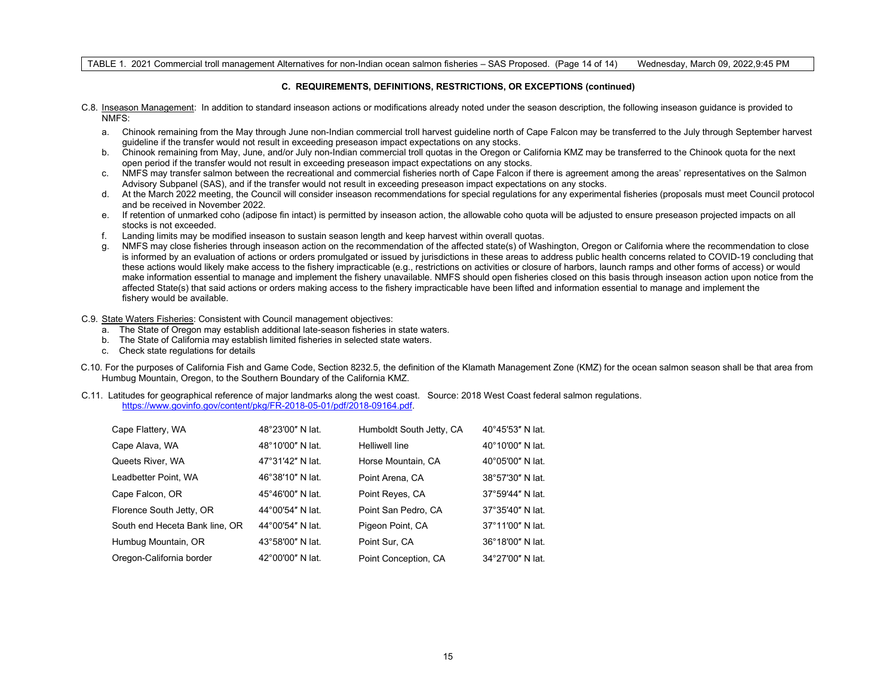### C. REQUIREMENTS, DEFINITIONS, RESTRICTIONS, OR EXCEPTIONS (continued)

C.8. Inseason Management: In addition to standard inseason actions or modifications already noted under the season description, the following inseason guidance is provided to NMFS:

a. Chinook remaining from the May through June non-Indian commercial troll harvest guideline north of Cape Falcon may be transferred to the July through September harvest guideline if the transfer would not result in exceeding preseason impact expectations on any stocks.
b. Chinook remaining from May, June, and/or July non-Indian commercial troll quotas in the Oregon or California KMZ may be transferred to the Chinook quota for the next open period if the transfer would not result in exceeding preseason impact expectations on any stocks.
c. NMFS may transfer salmon between the recreational and commercial fisheries north of Cape Falcon if there is agreement among the areas' representatives on the Salmon Advisory Subpanel (SAS), and if the transfer would not result in exceeding preseason impact expectations on any stocks.
d. At the March 2022 meeting, the Council will consider inseason recommendations for special regulations for any experimental fisheries (proposals must meet Council protocol and be received in November 2022.
e. If retention of unmarked coho (adipose fin intact) is permitted by inseason action, the allowable coho quota will be adjusted to ensure preseason projected impacts on all stocks is not exceeded.
f. Landing limits may be modified inseason to sustain season length and keep harvest within overall quotas.
g. NMFS may close fisheries through inseason action on the recommendation of the affected state(s) of Washington, Oregon or California where the recommendation to close is informed by an evaluation of actions or orders promulgated or issued by jurisdictions in these areas to address public health concerns related to COVID-19 concluding that these actions would likely make access to the fishery impracticable (e.g., restrictions on activities or closure of harbors, launch ramps and other forms of access) or would make information essential to manage and implement the fishery unavailable. NMFS should open fisheries closed on this basis through inseason action upon notice from the affected State(s) that said actions or orders making access to the fishery impracticable have been lifted and information essential to manage and implement the fishery would be available.

C.9. State Waters Fisheries: Consistent with Council management objectives:

a. The State of Oregon may establish additional late-season fisheries in state waters.
b. The State of California may establish limited fisheries in selected state waters.
c. Check state regulations for details

C.10. For the purposes of California Fish and Game Code, Section 8232.5, the definition of the Klamath Management Zone (KMZ) for the ocean salmon season shall be that area from Humbug Mountain, Oregon, to the Southern Boundary of the California KMZ.

C.11. Latitudes for geographical reference of major landmarks along the west coast. Source: 2018 West Coast federal salmon regulations. https://www.govinfo.gov/content/pkg/FR-2018-05-01/pdf/2018-09164.pdf.

| | | | |
|---|---|---|---|
| Cape Flattery, WA | 48°23′00″ N lat. | Humboldt South Jetty, CA | 40°45′53″ N lat. |
| Cape Alava, WA | 48°10′00″ N lat. | Helliwell line | 40°10′00″ N lat. |
| Queets River, WA | 47°31′42″ N lat. | Horse Mountain, CA | 40°05′00″ N lat. |
| Leadbetter Point, WA | 46°38′10″ N lat. | Point Arena, CA | 38°57′30″ N lat. |
| Cape Falcon, OR | 45°46′00″ N lat. | Point Reyes, CA | 37°59′44″ N lat. |
| Florence South Jetty, OR | 44°00′54″ N lat. | Point San Pedro, CA | 37°35′40″ N lat. |
| South end Heceta Bank line, OR | 44°00′54″ N lat. | Pigeon Point, CA | 37°11′00″ N lat. |
| Humbug Mountain, OR | 43°58′00″ N lat. | Point Sur, CA | 36°18′00″ N lat. |
| Oregon-California border | 42°00′00″ N lat. | Point Conception, CA | 34°27′00″ N lat. |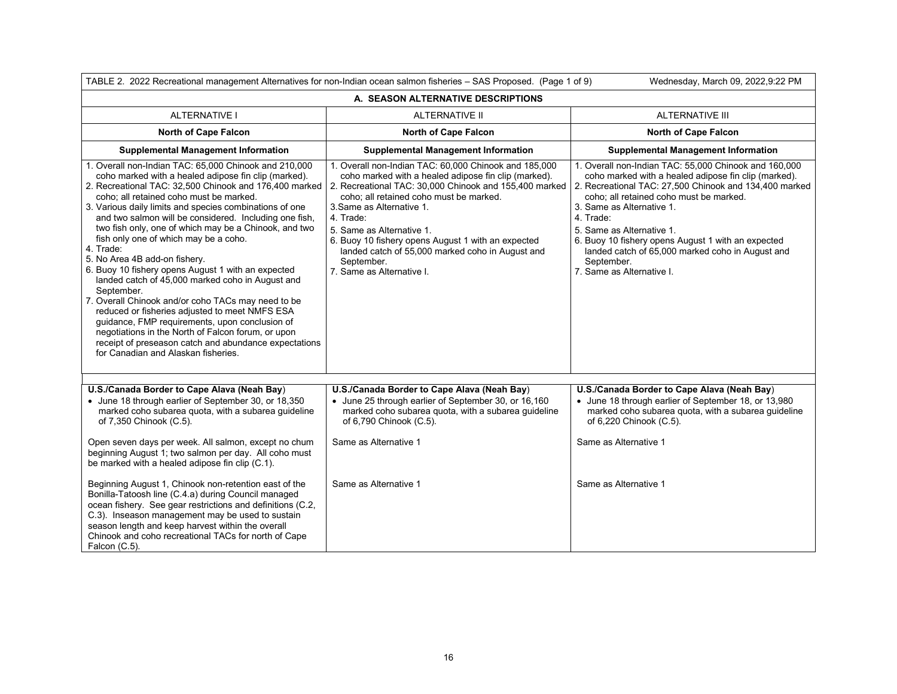| TABLE 2. 2022 Recreational management Alternatives for non-Indian ocean salmon fisheries – SAS Proposed. (Page 1 of 9) Wednesday, March 09, 2022,9:22 PM | | |
|---|---|---|
| **A. SEASON ALTERNATIVE DESCRIPTIONS** | | |
| ALTERNATIVE I | ALTERNATIVE II | ALTERNATIVE III |
| **North of Cape Falcon** | **North of Cape Falcon** | **North of Cape Falcon** |
| **Supplemental Management Information** | **Supplemental Management Information** | **Supplemental Management Information** |
| 1. Overall non-Indian TAC: 65,000 Chinook and 210,000 coho marked with a healed adipose fin clip (marked).<br>2. Recreational TAC: 32,500 Chinook and 176,400 marked coho; all retained coho must be marked.<br>3. Various daily limits and species combinations of one and two salmon will be considered. Including one fish, two fish only, one of which may be a Chinook, and two fish only one of which may be a coho.<br>4. Trade:<br>5. No Area 4B add-on fishery.<br>6. Buoy 10 fishery opens August 1 with an expected landed catch of 45,000 marked coho in August and September.<br>7. Overall Chinook and/or coho TACs may need to be reduced or fisheries adjusted to meet NMFS ESA guidance, FMP requirements, upon conclusion of negotiations in the North of Falcon forum, or upon receipt of preseason catch and abundance expectations for Canadian and Alaskan fisheries. | 1. Overall non-Indian TAC: 60,000 Chinook and 185,000 coho marked with a healed adipose fin clip (marked).<br>2. Recreational TAC: 30,000 Chinook and 155,400 marked coho; all retained coho must be marked.<br>3.Same as Alternative 1.<br>4. Trade:<br>5. Same as Alternative 1.<br>6. Buoy 10 fishery opens August 1 with an expected landed catch of 55,000 marked coho in August and September.<br>7. Same as Alternative I. | 1. Overall non-Indian TAC: 55,000 Chinook and 160,000 coho marked with a healed adipose fin clip (marked).<br>2. Recreational TAC: 27,500 Chinook and 134,400 marked coho; all retained coho must be marked.<br>3. Same as Alternative 1.<br>4. Trade:<br>5. Same as Alternative 1.<br>6. Buoy 10 fishery opens August 1 with an expected landed catch of 65,000 marked coho in August and September.<br>7. Same as Alternative I. |
| **U.S./Canada Border to Cape Alava (Neah Bay)**<br>• June 18 through earlier of September 30, or 18,350 marked coho subarea quota, with a subarea guideline of 7,350 Chinook (C.5). | **U.S./Canada Border to Cape Alava (Neah Bay)**<br>• June 25 through earlier of September 30, or 16,160 marked coho subarea quota, with a subarea guideline of 6,790 Chinook (C.5). | **U.S./Canada Border to Cape Alava (Neah Bay)**<br>• June 18 through earlier of September 18, or 13,980 marked coho subarea quota, with a subarea guideline of 6,220 Chinook (C.5). |
| Open seven days per week. All salmon, except no chum beginning August 1; two salmon per day. All coho must be marked with a healed adipose fin clip (C.1). | Same as Alternative 1 | Same as Alternative 1 |
| Beginning August 1, Chinook non-retention east of the Bonilla-Tatoosh line (C.4.a) during Council managed ocean fishery. See gear restrictions and definitions (C.2, C.3). Inseason management may be used to sustain season length and keep harvest within the overall Chinook and coho recreational TACs for north of Cape Falcon (C.5). | Same as Alternative 1 | Same as Alternative 1 |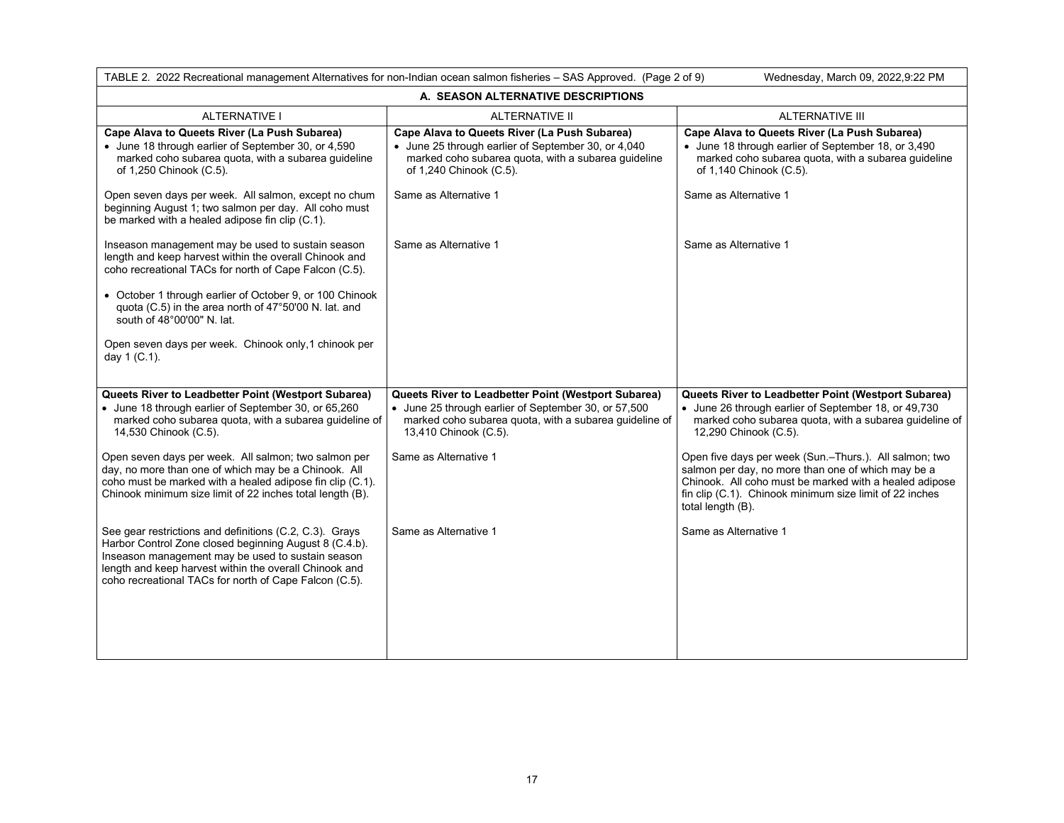| TABLE 2. 2022 Recreational management Alternatives for non-Indian ocean salmon fisheries – SAS Approved. (Page 2 of 9) Wednesday, March 09, 2022,9:22 PM | | |
|---|---|---|
| **A. SEASON ALTERNATIVE DESCRIPTIONS** | | |
| ALTERNATIVE I | ALTERNATIVE II | ALTERNATIVE III |
| **Cape Alava to Queets River (La Push Subarea)**<br>• June 18 through earlier of September 30, or 4,590 marked coho subarea quota, with a subarea guideline of 1,250 Chinook (C.5). | **Cape Alava to Queets River (La Push Subarea)**<br>• June 25 through earlier of September 30, or 4,040 marked coho subarea quota, with a subarea guideline of 1,240 Chinook (C.5). | **Cape Alava to Queets River (La Push Subarea)**<br>• June 18 through earlier of September 18, or 3,490 marked coho subarea quota, with a subarea guideline of 1,140 Chinook (C.5). |
| Open seven days per week. All salmon, except no chum beginning August 1; two salmon per day. All coho must be marked with a healed adipose fin clip (C.1). | Same as Alternative 1 | Same as Alternative 1 |
| Inseason management may be used to sustain season length and keep harvest within the overall Chinook and coho recreational TACs for north of Cape Falcon (C.5). | Same as Alternative 1 | Same as Alternative 1 |
| • October 1 through earlier of October 9, or 100 Chinook quota (C.5) in the area north of 47°50'00 N. lat. and south of 48°00'00" N. lat.<br><br>Open seven days per week. Chinook only,1 chinook per day 1 (C.1). | | |
| **Queets River to Leadbetter Point (Westport Subarea)**<br>• June 18 through earlier of September 30, or 65,260 marked coho subarea quota, with a subarea guideline of 14,530 Chinook (C.5). | **Queets River to Leadbetter Point (Westport Subarea)**<br>• June 25 through earlier of September 30, or 57,500 marked coho subarea quota, with a subarea guideline of 13,410 Chinook (C.5). | **Queets River to Leadbetter Point (Westport Subarea)**<br>• June 26 through earlier of September 18, or 49,730 marked coho subarea quota, with a subarea guideline of 12,290 Chinook (C.5). |
| Open seven days per week. All salmon; two salmon per day, no more than one of which may be a Chinook. All coho must be marked with a healed adipose fin clip (C.1). Chinook minimum size limit of 22 inches total length (B). | Same as Alternative 1 | Open five days per week (Sun.–Thurs.). All salmon; two salmon per day, no more than one of which may be a Chinook. All coho must be marked with a healed adipose fin clip (C.1). Chinook minimum size limit of 22 inches total length (B). |
| See gear restrictions and definitions (C.2, C.3). Grays Harbor Control Zone closed beginning August 8 (C.4.b). Inseason management may be used to sustain season length and keep harvest within the overall Chinook and coho recreational TACs for north of Cape Falcon (C.5). | Same as Alternative 1 | Same as Alternative 1 |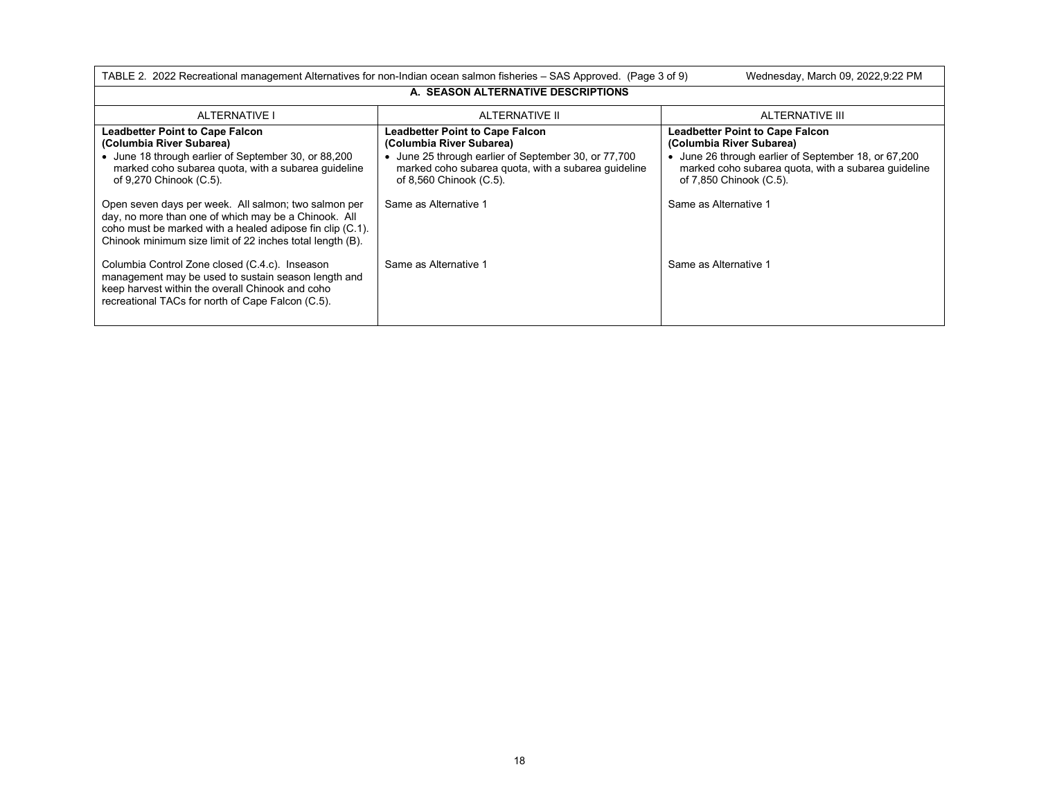TABLE 2. 2022 Recreational management Alternatives for non-Indian ocean salmon fisheries – SAS Approved. (Page 3 of 9) Wednesday, March 09, 2022,9:22 PM

**A. SEASON ALTERNATIVE DESCRIPTIONS**

| ALTERNATIVE I | ALTERNATIVE II | ALTERNATIVE III |
|---|---|---|
| **Leadbetter Point to Cape Falcon (Columbia River Subarea)**<br>• June 18 through earlier of September 30, or 88,200 marked coho subarea quota, with a subarea guideline of 9,270 Chinook (C.5). | **Leadbetter Point to Cape Falcon (Columbia River Subarea)**<br>• June 25 through earlier of September 30, or 77,700 marked coho subarea quota, with a subarea guideline of 8,560 Chinook (C.5). | **Leadbetter Point to Cape Falcon (Columbia River Subarea)**<br>• June 26 through earlier of September 18, or 67,200 marked coho subarea quota, with a subarea guideline of 7,850 Chinook (C.5). |
| Open seven days per week. All salmon; two salmon per day, no more than one of which may be a Chinook. All coho must be marked with a healed adipose fin clip (C.1). Chinook minimum size limit of 22 inches total length (B). | Same as Alternative 1 | Same as Alternative 1 |
| Columbia Control Zone closed (C.4.c). Inseason management may be used to sustain season length and keep harvest within the overall Chinook and coho recreational TACs for north of Cape Falcon (C.5). | Same as Alternative 1 | Same as Alternative 1 |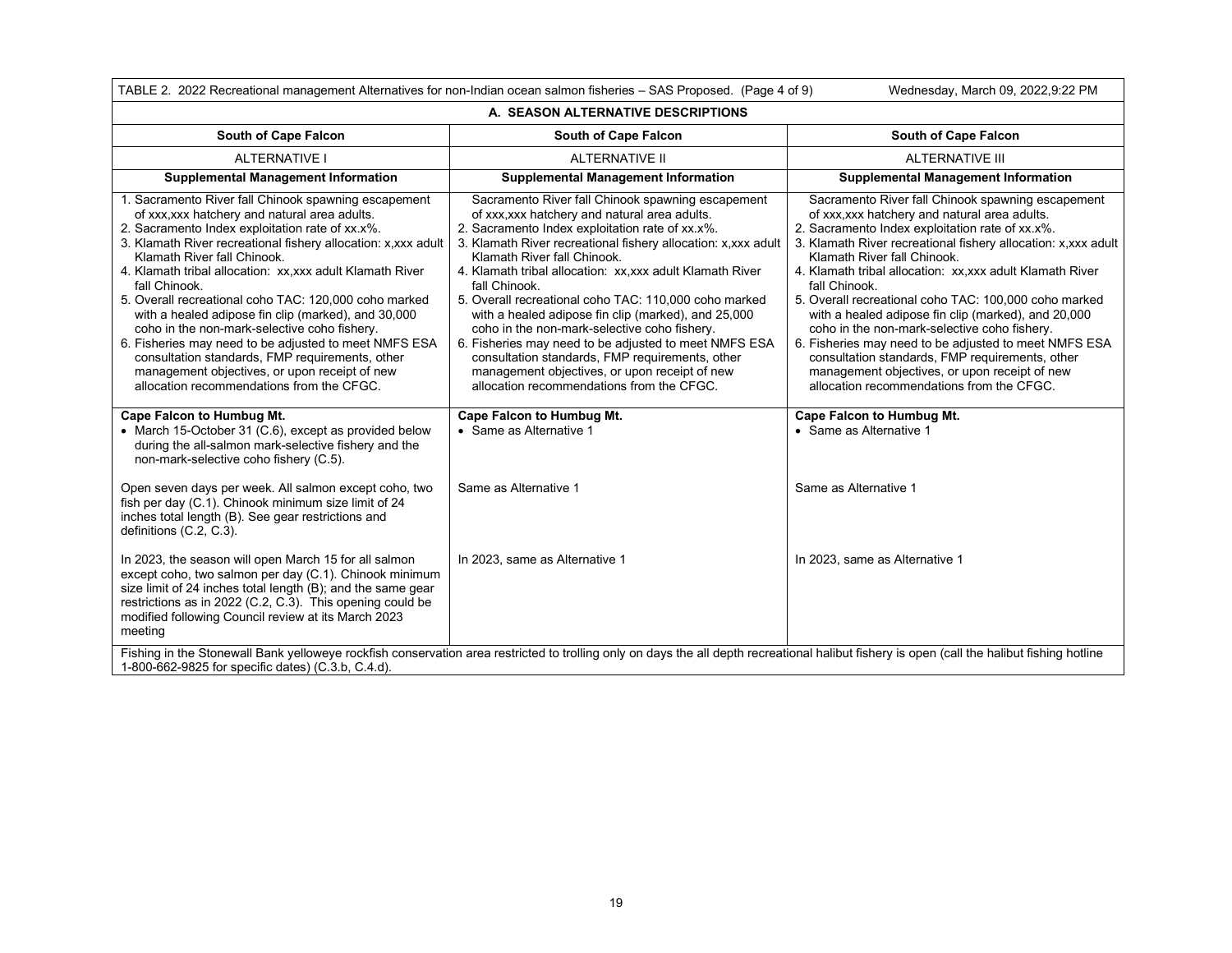TABLE 2. 2022 Recreational management Alternatives for non-Indian ocean salmon fisheries – SAS Proposed. (Page 4 of 9) Wednesday, March 09, 2022,9:22 PM

| A. SEASON ALTERNATIVE DESCRIPTIONS | | |
|---|---|---|
| **South of Cape Falcon** | **South of Cape Falcon** | **South of Cape Falcon** |
| ALTERNATIVE I | ALTERNATIVE II | ALTERNATIVE III |
| **Supplemental Management Information** | **Supplemental Management Information** | **Supplemental Management Information** |
| 1. Sacramento River fall Chinook spawning escapement of xxx,xxx hatchery and natural area adults.<br>2. Sacramento Index exploitation rate of xx.x%.<br>3. Klamath River recreational fishery allocation: x,xxx adult Klamath River fall Chinook.<br>4. Klamath tribal allocation: xx,xxx adult Klamath River fall Chinook.<br>5. Overall recreational coho TAC: 120,000 coho marked with a healed adipose fin clip (marked), and 30,000 coho in the non-mark-selective coho fishery.<br>6. Fisheries may need to be adjusted to meet NMFS ESA consultation standards, FMP requirements, other management objectives, or upon receipt of new allocation recommendations from the CFGC. | Sacramento River fall Chinook spawning escapement of xxx,xxx hatchery and natural area adults.<br>2. Sacramento Index exploitation rate of xx.x%.<br>3. Klamath River recreational fishery allocation: x,xxx adult Klamath River fall Chinook.<br>4. Klamath tribal allocation: xx,xxx adult Klamath River fall Chinook.<br>5. Overall recreational coho TAC: 110,000 coho marked with a healed adipose fin clip (marked), and 25,000 coho in the non-mark-selective coho fishery.<br>6. Fisheries may need to be adjusted to meet NMFS ESA consultation standards, FMP requirements, other management objectives, or upon receipt of new allocation recommendations from the CFGC. | Sacramento River fall Chinook spawning escapement of xxx,xxx hatchery and natural area adults.<br>2. Sacramento Index exploitation rate of xx.x%.<br>3. Klamath River recreational fishery allocation: x,xxx adult Klamath River fall Chinook.<br>4. Klamath tribal allocation: xx,xxx adult Klamath River fall Chinook.<br>5. Overall recreational coho TAC: 100,000 coho marked with a healed adipose fin clip (marked), and 20,000 coho in the non-mark-selective coho fishery.<br>6. Fisheries may need to be adjusted to meet NMFS ESA consultation standards, FMP requirements, other management objectives, or upon receipt of new allocation recommendations from the CFGC. |
| **Cape Falcon to Humbug Mt.**<br>• March 15-October 31 (C.6), except as provided below during the all-salmon mark-selective fishery and the non-mark-selective coho fishery (C.5).<br><br>Open seven days per week. All salmon except coho, two fish per day (C.1). Chinook minimum size limit of 24 inches total length (B). See gear restrictions and definitions (C.2, C.3).<br><br>In 2023, the season will open March 15 for all salmon except coho, two salmon per day (C.1). Chinook minimum size limit of 24 inches total length (B); and the same gear restrictions as in 2022 (C.2, C.3). This opening could be modified following Council review at its March 2023 meeting | **Cape Falcon to Humbug Mt.**<br>• Same as Alternative 1<br><br>Same as Alternative 1<br><br>In 2023, same as Alternative 1 | **Cape Falcon to Humbug Mt.**<br>• Same as Alternative 1<br><br>Same as Alternative 1<br><br>In 2023, same as Alternative 1 |
| Fishing in the Stonewall Bank yelloweye rockfish conservation area restricted to trolling only on days the all depth recreational halibut fishery is open (call the halibut fishing hotline 1-800-662-9825 for specific dates) (C.3.b, C.4.d). | | |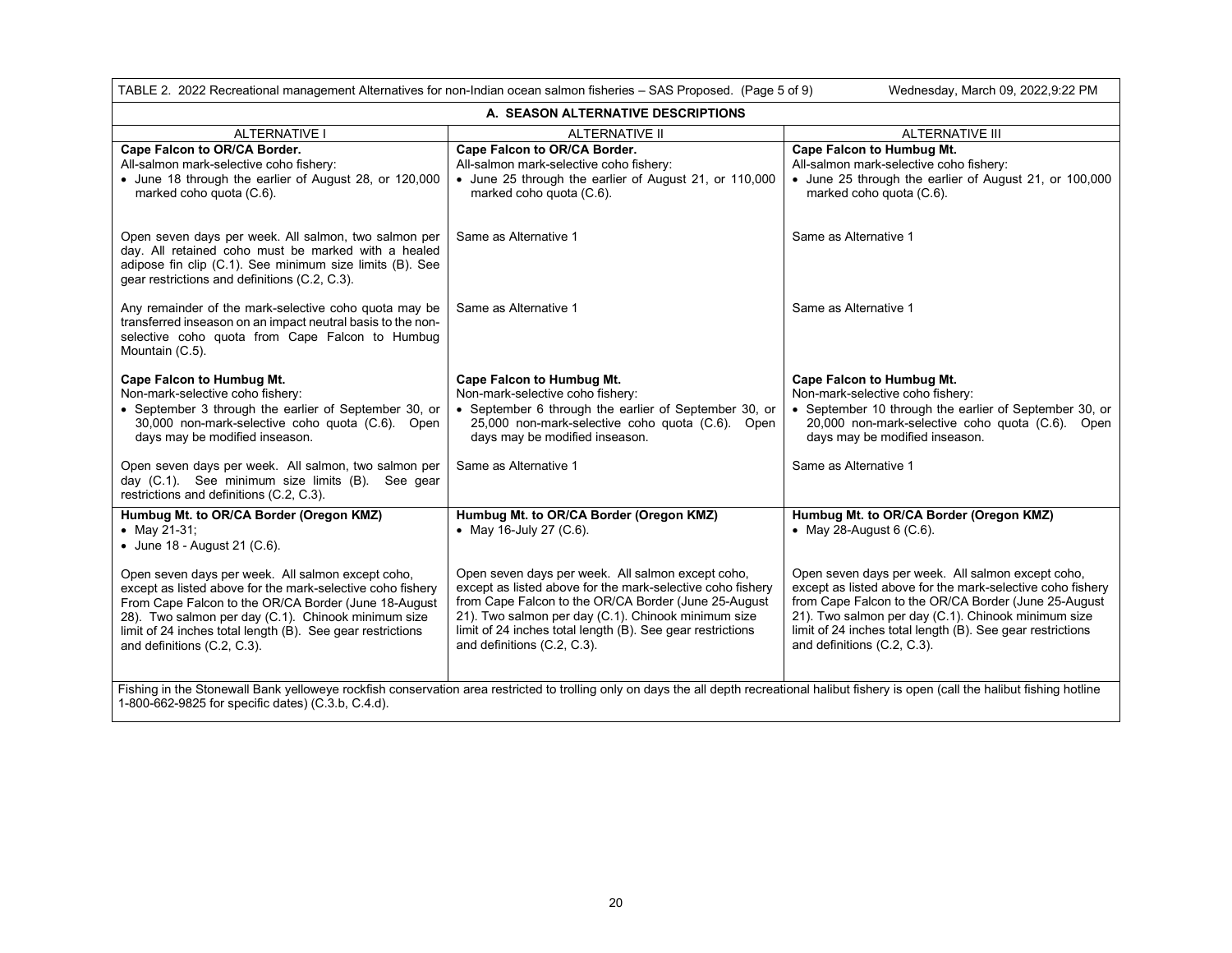TABLE 2. 2022 Recreational management Alternatives for non-Indian ocean salmon fisheries – SAS Proposed. (Page 5 of 9) Wednesday, March 09, 2022,9:22 PM

**A. SEASON ALTERNATIVE DESCRIPTIONS**

| ALTERNATIVE I | ALTERNATIVE II | ALTERNATIVE III |
|---|---|---|
| **Cape Falcon to OR/CA Border.**<br>All-salmon mark-selective coho fishery:<br>• June 18 through the earlier of August 28, or 120,000 marked coho quota (C.6). | **Cape Falcon to OR/CA Border.**<br>All-salmon mark-selective coho fishery:<br>• June 25 through the earlier of August 21, or 110,000 marked coho quota (C.6). | **Cape Falcon to Humbug Mt.**<br>All-salmon mark-selective coho fishery:<br>• June 25 through the earlier of August 21, or 100,000 marked coho quota (C.6). |
| Open seven days per week. All salmon, two salmon per day. All retained coho must be marked with a healed adipose fin clip (C.1). See minimum size limits (B). See gear restrictions and definitions (C.2, C.3). | Same as Alternative 1 | Same as Alternative 1 |
| Any remainder of the mark-selective coho quota may be transferred inseason on an impact neutral basis to the non-selective coho quota from Cape Falcon to Humbug Mountain (C.5). | Same as Alternative 1 | Same as Alternative 1 |
| **Cape Falcon to Humbug Mt.**<br>Non-mark-selective coho fishery:<br>• September 3 through the earlier of September 30, or 30,000 non-mark-selective coho quota (C.6). Open days may be modified inseason. | **Cape Falcon to Humbug Mt.**<br>Non-mark-selective coho fishery:<br>• September 6 through the earlier of September 30, or 25,000 non-mark-selective coho quota (C.6). Open days may be modified inseason. | **Cape Falcon to Humbug Mt.**<br>Non-mark-selective coho fishery:<br>• September 10 through the earlier of September 30, or 20,000 non-mark-selective coho quota (C.6). Open days may be modified inseason. |
| Open seven days per week. All salmon, two salmon per day (C.1). See minimum size limits (B). See gear restrictions and definitions (C.2, C.3). | Same as Alternative 1 | Same as Alternative 1 |
| **Humbug Mt. to OR/CA Border (Oregon KMZ)**<br>• May 21-31;<br>• June 18 - August 21 (C.6). | **Humbug Mt. to OR/CA Border (Oregon KMZ)**<br>• May 16-July 27 (C.6). | **Humbug Mt. to OR/CA Border (Oregon KMZ)**<br>• May 28-August 6 (C.6). |
| Open seven days per week. All salmon except coho, except as listed above for the mark-selective coho fishery From Cape Falcon to the OR/CA Border (June 18-August 28). Two salmon per day (C.1). Chinook minimum size limit of 24 inches total length (B). See gear restrictions and definitions (C.2, C.3). | Open seven days per week. All salmon except coho, except as listed above for the mark-selective coho fishery from Cape Falcon to the OR/CA Border (June 25-August 21). Two salmon per day (C.1). Chinook minimum size limit of 24 inches total length (B). See gear restrictions and definitions (C.2, C.3). | Open seven days per week. All salmon except coho, except as listed above for the mark-selective coho fishery from Cape Falcon to the OR/CA Border (June 25-August 21). Two salmon per day (C.1). Chinook minimum size limit of 24 inches total length (B). See gear restrictions and definitions (C.2, C.3). |

Fishing in the Stonewall Bank yelloweye rockfish conservation area restricted to trolling only on days the all depth recreational halibut fishery is open (call the halibut fishing hotline 1-800-662-9825 for specific dates) (C.3.b, C.4.d).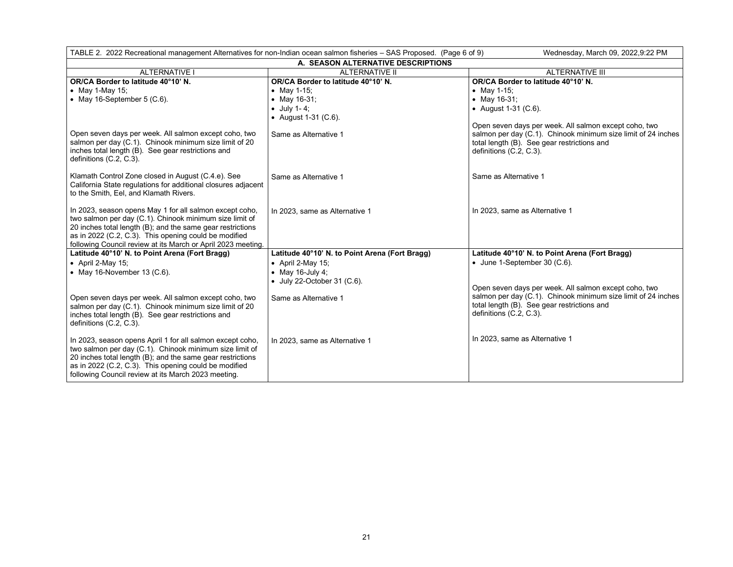| TABLE 2. 2022 Recreational management Alternatives for non-Indian ocean salmon fisheries – SAS Proposed. (Page 6 of 9) Wednesday, March 09, 2022,9:22 PM | | |
|---|---|---|
| **A. SEASON ALTERNATIVE DESCRIPTIONS** | | |
| ALTERNATIVE I | ALTERNATIVE II | ALTERNATIVE III |
| **OR/CA Border to latitude 40°10' N.**<br>• May 1-May 15;<br>• May 16-September 5 (C.6). | **OR/CA Border to latitude 40°10' N.**<br>• May 1-15;<br>• May 16-31;<br>• July 1- 4;<br>• August 1-31 (C.6). | **OR/CA Border to latitude 40°10' N.**<br>• May 1-15;<br>• May 16-31;<br>• August 1-31 (C.6). |
| Open seven days per week. All salmon except coho, two salmon per day (C.1). Chinook minimum size limit of 20 inches total length (B). See gear restrictions and definitions (C.2, C.3). | Same as Alternative 1 | Open seven days per week. All salmon except coho, two salmon per day (C.1). Chinook minimum size limit of 24 inches total length (B). See gear restrictions and definitions (C.2, C.3). |
| Klamath Control Zone closed in August (C.4.e). See California State regulations for additional closures adjacent to the Smith, Eel, and Klamath Rivers. | Same as Alternative 1 | Same as Alternative 1 |
| In 2023, season opens May 1 for all salmon except coho, two salmon per day (C.1). Chinook minimum size limit of 20 inches total length (B); and the same gear restrictions as in 2022 (C.2, C.3). This opening could be modified following Council review at its March or April 2023 meeting. | In 2023, same as Alternative 1 | In 2023, same as Alternative 1 |
| **Latitude 40°10' N. to Point Arena (Fort Bragg)**<br>• April 2-May 15;<br>• May 16-November 13 (C.6). | **Latitude 40°10' N. to Point Arena (Fort Bragg)**<br>• April 2-May 15;<br>• May 16-July 4;<br>• July 22-October 31 (C.6). | **Latitude 40°10' N. to Point Arena (Fort Bragg)**<br>• June 1-September 30 (C.6). |
| Open seven days per week. All salmon except coho, two salmon per day (C.1). Chinook minimum size limit of 20 inches total length (B). See gear restrictions and definitions (C.2, C.3). | Same as Alternative 1 | Open seven days per week. All salmon except coho, two salmon per day (C.1). Chinook minimum size limit of 24 inches total length (B). See gear restrictions and definitions (C.2, C.3). |
| In 2023, season opens April 1 for all salmon except coho, two salmon per day (C.1). Chinook minimum size limit of 20 inches total length (B); and the same gear restrictions as in 2022 (C.2, C.3). This opening could be modified following Council review at its March 2023 meeting. | In 2023, same as Alternative 1 | In 2023, same as Alternative 1 |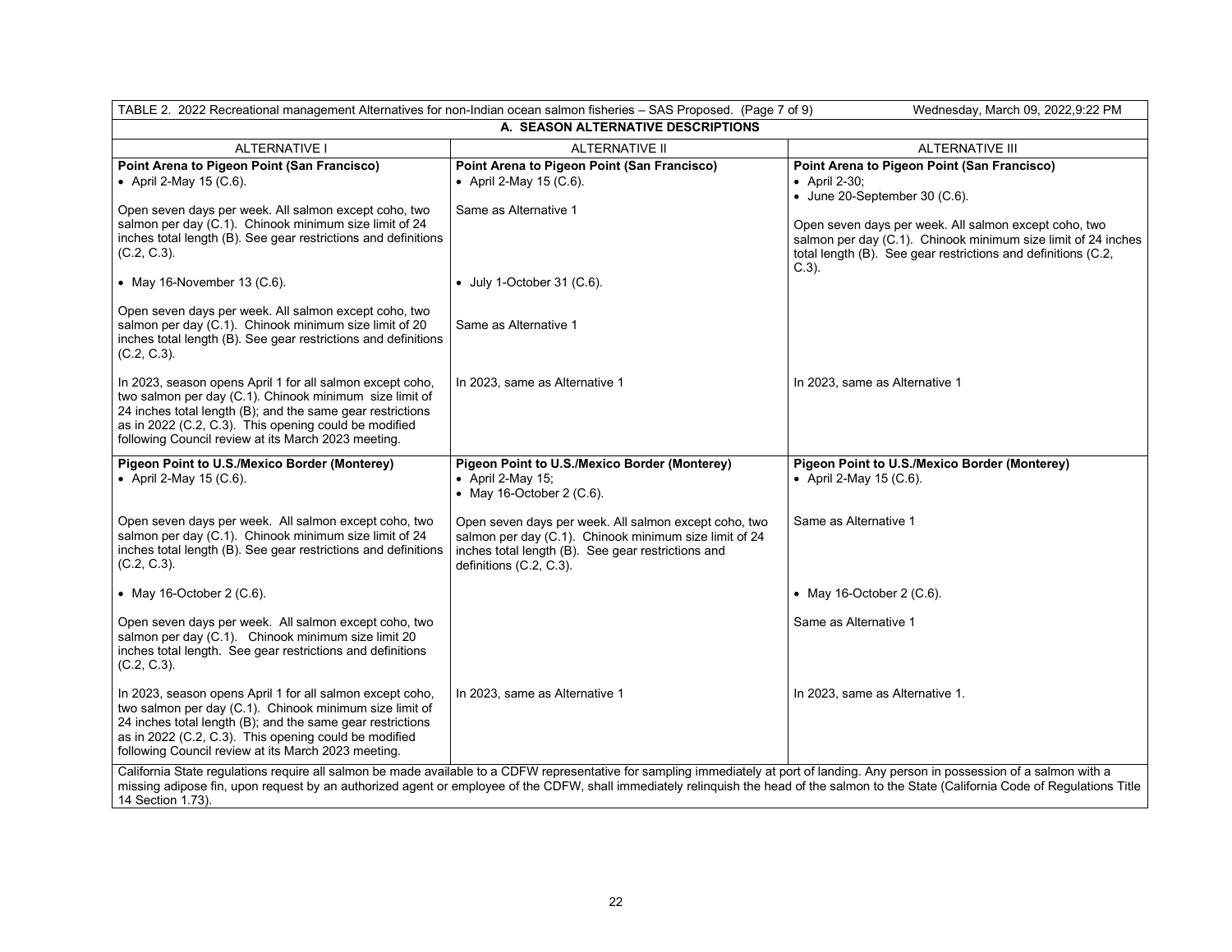TABLE 2. 2022 Recreational management Alternatives for non-Indian ocean salmon fisheries – SAS Proposed. (Page 7 of 9) Wednesday, March 09, 2022,9:22 PM

| A. SEASON ALTERNATIVE DESCRIPTIONS | | |
|---|---|---|
| ALTERNATIVE I | ALTERNATIVE II | ALTERNATIVE III |
| **Point Arena to Pigeon Point (San Francisco)**<br>• April 2-May 15 (C.6).<br><br>Open seven days per week. All salmon except coho, two salmon per day (C.1). Chinook minimum size limit of 24 inches total length (B). See gear restrictions and definitions (C.2, C.3).<br><br>• May 16-November 13 (C.6).<br><br>Open seven days per week. All salmon except coho, two salmon per day (C.1). Chinook minimum size limit of 20 inches total length (B). See gear restrictions and definitions (C.2, C.3).<br><br>In 2023, season opens April 1 for all salmon except coho, two salmon per day (C.1). Chinook minimum size limit of 24 inches total length (B); and the same gear restrictions as in 2022 (C.2, C.3). This opening could be modified following Council review at its March 2023 meeting. | **Point Arena to Pigeon Point (San Francisco)**<br>• April 2-May 15 (C.6).<br><br>Same as Alternative 1<br><br>• July 1-October 31 (C.6).<br><br>Same as Alternative 1<br><br>In 2023, same as Alternative 1 | **Point Arena to Pigeon Point (San Francisco)**<br>• April 2-30;<br>• June 20-September 30 (C.6).<br><br>Open seven days per week. All salmon except coho, two salmon per day (C.1). Chinook minimum size limit of 24 inches total length (B). See gear restrictions and definitions (C.2, C.3).<br><br>In 2023, same as Alternative 1 |
| **Pigeon Point to U.S./Mexico Border (Monterey)**<br>• April 2-May 15 (C.6).<br><br>Open seven days per week. All salmon except coho, two salmon per day (C.1). Chinook minimum size limit of 24 inches total length (B). See gear restrictions and definitions (C.2, C.3).<br><br>• May 16-October 2 (C.6).<br><br>Open seven days per week. All salmon except coho, two salmon per day (C.1). Chinook minimum size limit 20 inches total length. See gear restrictions and definitions (C.2, C.3).<br><br>In 2023, season opens April 1 for all salmon except coho, two salmon per day (C.1). Chinook minimum size limit of 24 inches total length (B); and the same gear restrictions as in 2022 (C.2, C.3). This opening could be modified following Council review at its March 2023 meeting. | **Pigeon Point to U.S./Mexico Border (Monterey)**<br>• April 2-May 15;<br>• May 16-October 2 (C.6).<br><br>Open seven days per week. All salmon except coho, two salmon per day (C.1). Chinook minimum size limit of 24 inches total length (B). See gear restrictions and definitions (C.2, C.3).<br><br>In 2023, same as Alternative 1 | **Pigeon Point to U.S./Mexico Border (Monterey)**<br>• April 2-May 15 (C.6).<br><br>Same as Alternative 1<br><br>• May 16-October 2 (C.6).<br><br>Same as Alternative 1<br><br>In 2023, same as Alternative 1. |
| California State regulations require all salmon be made available to a CDFW representative for sampling immediately at port of landing. Any person in possession of a salmon with a missing adipose fin, upon request by an authorized agent or employee of the CDFW, shall immediately relinquish the head of the salmon to the State (California Code of Regulations Title 14 Section 1.73). | | |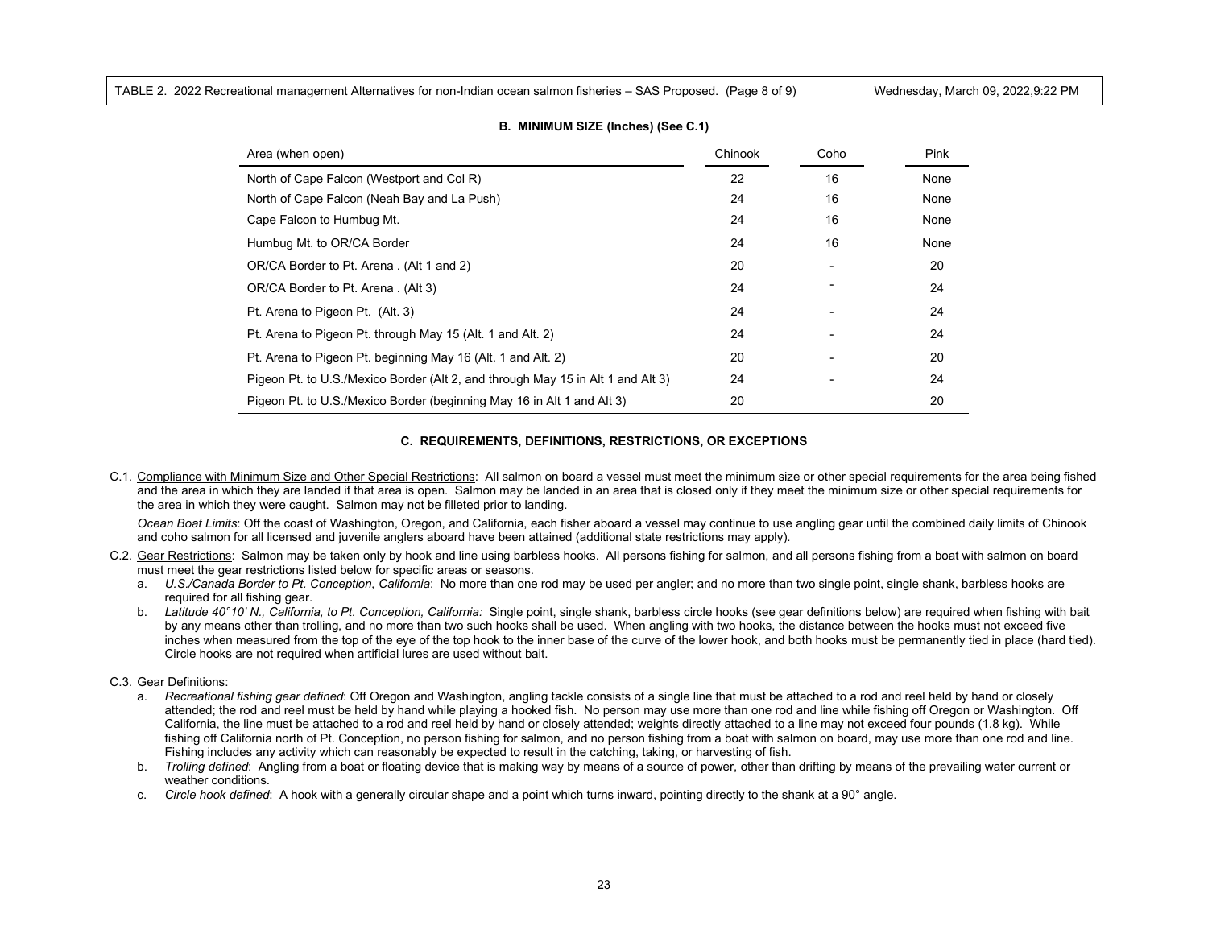TABLE 2. 2022 Recreational management Alternatives for non-Indian ocean salmon fisheries – SAS Proposed. (Page 8 of 9) Wednesday, March 09, 2022,9:22 PM

### B. MINIMUM SIZE (Inches) (See C.1)

| Area (when open) | Chinook | Coho | Pink |
|---|---|---|---|
| North of Cape Falcon (Westport and Col R) | 22 | 16 | None |
| North of Cape Falcon (Neah Bay and La Push) | 24 | 16 | None |
| Cape Falcon to Humbug Mt. | 24 | 16 | None |
| Humbug Mt. to OR/CA Border | 24 | 16 | None |
| OR/CA Border to Pt. Arena . (Alt 1 and 2) | 20 | - | 20 |
| OR/CA Border to Pt. Arena . (Alt 3) | 24 | - | 24 |
| Pt. Arena to Pigeon Pt. (Alt. 3) | 24 | - | 24 |
| Pt. Arena to Pigeon Pt. through May 15 (Alt. 1 and Alt. 2) | 24 | - | 24 |
| Pt. Arena to Pigeon Pt. beginning May 16 (Alt. 1 and Alt. 2) | 20 | - | 20 |
| Pigeon Pt. to U.S./Mexico Border (Alt 2, and through May 15 in Alt 1 and Alt 3) | 24 | - | 24 |
| Pigeon Pt. to U.S./Mexico Border (beginning May 16 in Alt 1 and Alt 3) | 20 | | 20 |

### C. REQUIREMENTS, DEFINITIONS, RESTRICTIONS, OR EXCEPTIONS

C.1. Compliance with Minimum Size and Other Special Restrictions: All salmon on board a vessel must meet the minimum size or other special requirements for the area being fished and the area in which they are landed if that area is open. Salmon may be landed in an area that is closed only if they meet the minimum size or other special requirements for the area in which they were caught. Salmon may not be filleted prior to landing.

*Ocean Boat Limits*: Off the coast of Washington, Oregon, and California, each fisher aboard a vessel may continue to use angling gear until the combined daily limits of Chinook and coho salmon for all licensed and juvenile anglers aboard have been attained (additional state restrictions may apply).

C.2. Gear Restrictions: Salmon may be taken only by hook and line using barbless hooks. All persons fishing for salmon, and all persons fishing from a boat with salmon on board must meet the gear restrictions listed below for specific areas or seasons.

a. *U.S./Canada Border to Pt. Conception, California*: No more than one rod may be used per angler; and no more than two single point, single shank, barbless hooks are required for all fishing gear.

b. *Latitude 40°10' N., California, to Pt. Conception, California:* Single point, single shank, barbless circle hooks (see gear definitions below) are required when fishing with bait by any means other than trolling, and no more than two such hooks shall be used. When angling with two hooks, the distance between the hooks must not exceed five inches when measured from the top of the eye of the top hook to the inner base of the curve of the lower hook, and both hooks must be permanently tied in place (hard tied). Circle hooks are not required when artificial lures are used without bait.

C.3. Gear Definitions:

a. *Recreational fishing gear defined*: Off Oregon and Washington, angling tackle consists of a single line that must be attached to a rod and reel held by hand or closely attended; the rod and reel must be held by hand while playing a hooked fish. No person may use more than one rod and line while fishing off Oregon or Washington. Off California, the line must be attached to a rod and reel held by hand or closely attended; weights directly attached to a line may not exceed four pounds (1.8 kg). While fishing off California north of Pt. Conception, no person fishing for salmon, and no person fishing from a boat with salmon on board, may use more than one rod and line. Fishing includes any activity which can reasonably be expected to result in the catching, taking, or harvesting of fish.

b. *Trolling defined*: Angling from a boat or floating device that is making way by means of a source of power, other than drifting by means of the prevailing water current or weather conditions.

c. *Circle hook defined*: A hook with a generally circular shape and a point which turns inward, pointing directly to the shank at a 90° angle.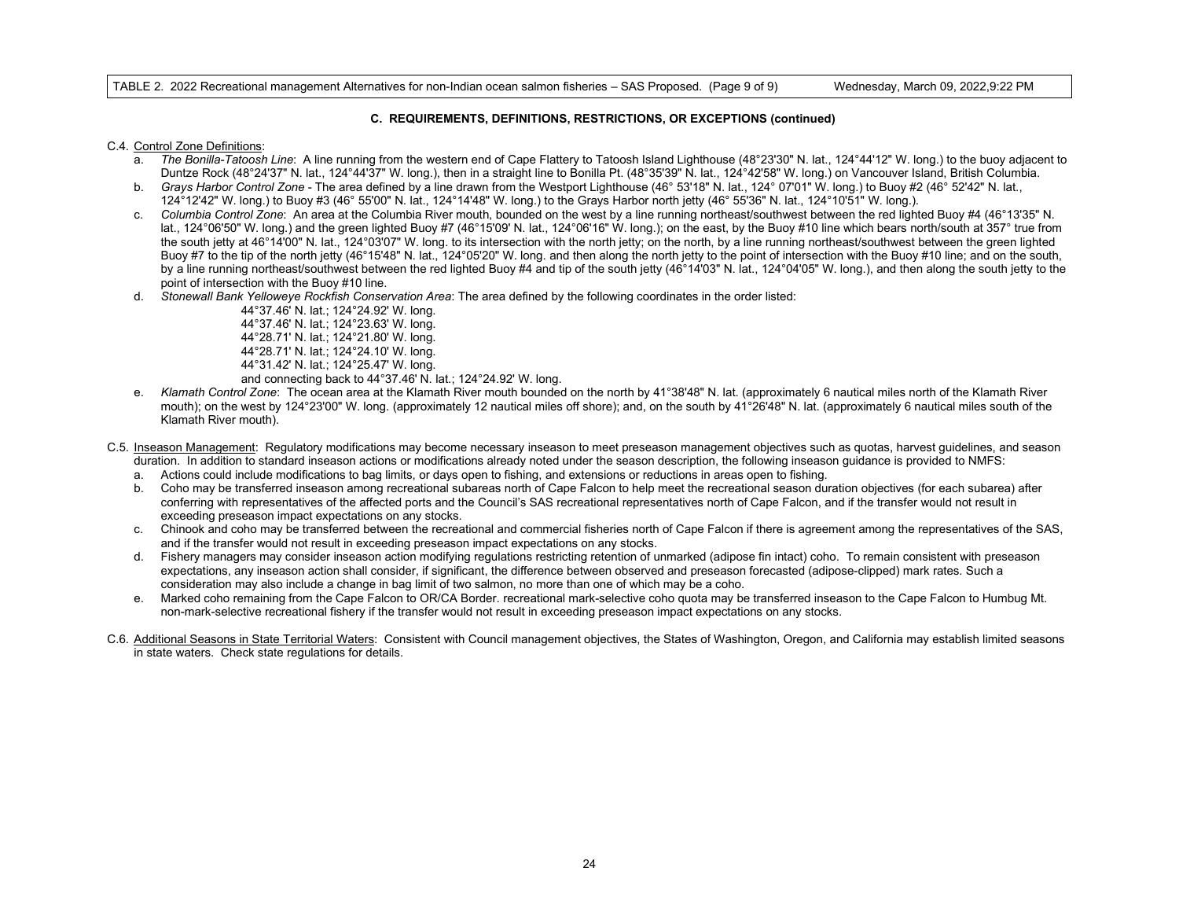### C. REQUIREMENTS, DEFINITIONS, RESTRICTIONS, OR EXCEPTIONS (continued)

C.4. Control Zone Definitions:

a. *The Bonilla-Tatoosh Line*: A line running from the western end of Cape Flattery to Tatoosh Island Lighthouse (48°23'30" N. lat., 124°44'12" W. long.) to the buoy adjacent to Duntze Rock (48°24'37" N. lat., 124°44'37" W. long.), then in a straight line to Bonilla Pt. (48°35'39" N. lat., 124°42'58" W. long.) on Vancouver Island, British Columbia.

b. *Grays Harbor Control Zone* - The area defined by a line drawn from the Westport Lighthouse (46° 53'18" N. lat., 124° 07'01" W. long.) to Buoy #2 (46° 52'42" N. lat., 124°12'42" W. long.) to Buoy #3 (46° 55'00" N. lat., 124°14'48" W. long.) to the Grays Harbor north jetty (46° 55'36" N. lat., 124°10'51" W. long.).

c. *Columbia Control Zone*: An area at the Columbia River mouth, bounded on the west by a line running northeast/southwest between the red lighted Buoy #4 (46°13'35" N. lat., 124°06'50" W. long.) and the green lighted Buoy #7 (46°15'09' N. lat., 124°06'16" W. long.); on the east, by the Buoy #10 line which bears north/south at 357° true from the south jetty at 46°14'00" N. lat., 124°03'07" W. long. to its intersection with the north jetty; on the north, by a line running northeast/southwest between the green lighted Buoy #7 to the tip of the north jetty (46°15'48" N. lat., 124°05'20" W. long. and then along the north jetty to the point of intersection with the Buoy #10 line; and on the south, by a line running northeast/southwest between the red lighted Buoy #4 and tip of the south jetty (46°14'03" N. lat., 124°04'05" W. long.), and then along the south jetty to the point of intersection with the Buoy #10 line.

d. *Stonewall Bank Yelloweye Rockfish Conservation Area*: The area defined by the following coordinates in the order listed:

44°37.46' N. lat.; 124°24.92' W. long.
44°37.46' N. lat.; 124°23.63' W. long.
44°28.71' N. lat.; 124°21.80' W. long.
44°28.71' N. lat.; 124°24.10' W. long.
44°31.42' N. lat.; 124°25.47' W. long.
and connecting back to 44°37.46' N. lat.; 124°24.92' W. long.

e. *Klamath Control Zone*: The ocean area at the Klamath River mouth bounded on the north by 41°38'48" N. lat. (approximately 6 nautical miles north of the Klamath River mouth); on the west by 124°23'00" W. long. (approximately 12 nautical miles off shore); and, on the south by 41°26'48" N. lat. (approximately 6 nautical miles south of the Klamath River mouth).

C.5. Inseason Management: Regulatory modifications may become necessary inseason to meet preseason management objectives such as quotas, harvest guidelines, and season duration. In addition to standard inseason actions or modifications already noted under the season description, the following inseason guidance is provided to NMFS:

a. Actions could include modifications to bag limits, or days open to fishing, and extensions or reductions in areas open to fishing.

b. Coho may be transferred inseason among recreational subareas north of Cape Falcon to help meet the recreational season duration objectives (for each subarea) after conferring with representatives of the affected ports and the Council's SAS recreational representatives north of Cape Falcon, and if the transfer would not result in exceeding preseason impact expectations on any stocks.

c. Chinook and coho may be transferred between the recreational and commercial fisheries north of Cape Falcon if there is agreement among the representatives of the SAS, and if the transfer would not result in exceeding preseason impact expectations on any stocks.

d. Fishery managers may consider inseason action modifying regulations restricting retention of unmarked (adipose fin intact) coho. To remain consistent with preseason expectations, any inseason action shall consider, if significant, the difference between observed and preseason forecasted (adipose-clipped) mark rates. Such a consideration may also include a change in bag limit of two salmon, no more than one of which may be a coho.

e. Marked coho remaining from the Cape Falcon to OR/CA Border. recreational mark-selective coho quota may be transferred inseason to the Cape Falcon to Humbug Mt. non-mark-selective recreational fishery if the transfer would not result in exceeding preseason impact expectations on any stocks.

C.6. Additional Seasons in State Territorial Waters: Consistent with Council management objectives, the States of Washington, Oregon, and California may establish limited seasons in state waters. Check state regulations for details.